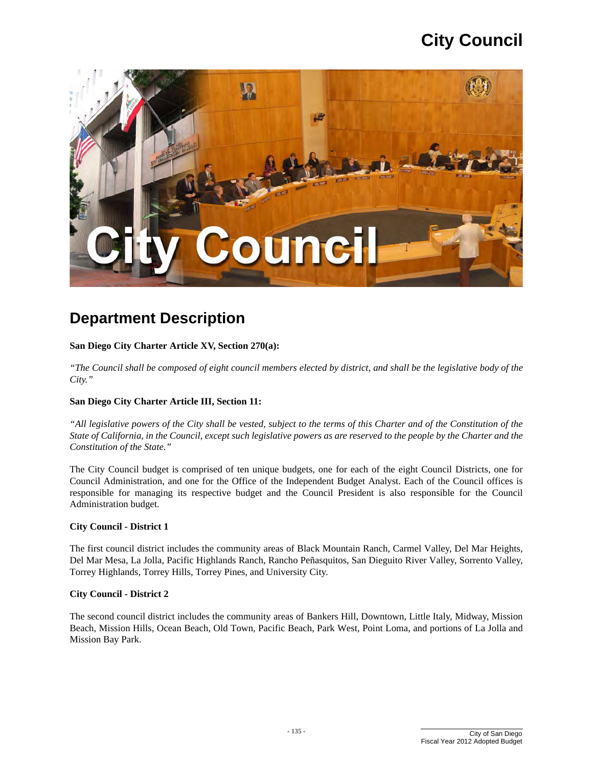# City Council

## Department Description

**San Diego City Charter Article XV, Section 270(a):**

*"The Council shall be composed of eight council members elected by district, and shall be the legislative body of the City."*

**San Diego City Charter Article III, Section 11:**

*"All legislative powers of the City shall be vested, subject to the terms of this Charter and of the Constitution of the State of California, in the Council, except such legislative powers as are reserved to the people by the Charter and the Constitution of the State."*

The City Council budget is comprised of ten unique budgets, one for each of the eight Council Districts, one for Council Administration, and one for the Office of the Independent Budget Analyst. Each of the Council offices is responsible for managing its respective budget and the Council President is also responsible for the Council Administration budget.

**City Council - District 1**

The first council district includes the community areas of Black Mountain Ranch, Carmel Valley, Del Mar Heights, Del Mar Mesa, La Jolla, Pacific Highlands Ranch, Rancho Peñasquitos, San Dieguito River Valley, Sorrento Valley, Torrey Highlands, Torrey Hills, Torrey Pines, and University City.

**City Council - District 2**

The second council district includes the community areas of Bankers Hill, Downtown, Little Italy, Midway, Mission Beach, Mission Hills, Ocean Beach, Old Town, Pacific Beach, Park West, Point Loma, and portions of La Jolla and Mission Bay Park.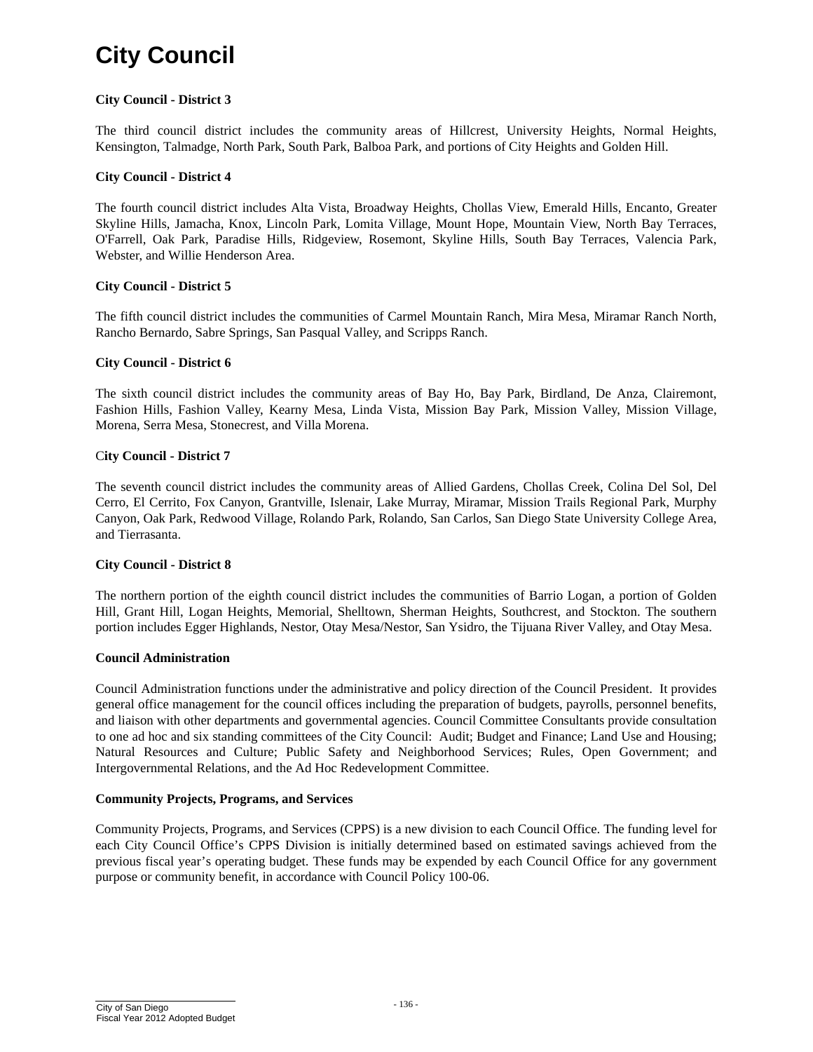# City Council

**City Council - District 3**

The third council district includes the community areas of Hillcrest, University Heights, Normal Heights, Kensington, Talmadge, North Park, South Park, Balboa Park, and portions of City Heights and Golden Hill.

**City Council - District 4**

The fourth council district includes Alta Vista, Broadway Heights, Chollas View, Emerald Hills, Encanto, Greater Skyline Hills, Jamacha, Knox, Lincoln Park, Lomita Village, Mount Hope, Mountain View, North Bay Terraces, O'Farrell, Oak Park, Paradise Hills, Ridgeview, Rosemont, Skyline Hills, South Bay Terraces, Valencia Park, Webster, and Willie Henderson Area.

**City Council - District 5**

The fifth council district includes the communities of Carmel Mountain Ranch, Mira Mesa, Miramar Ranch North, Rancho Bernardo, Sabre Springs, San Pasqual Valley, and Scripps Ranch.

**City Council - District 6**

The sixth council district includes the community areas of Bay Ho, Bay Park, Birdland, De Anza, Clairemont, Fashion Hills, Fashion Valley, Kearny Mesa, Linda Vista, Mission Bay Park, Mission Valley, Mission Village, Morena, Serra Mesa, Stonecrest, and Villa Morena.

**City Council - District 7**

The seventh council district includes the community areas of Allied Gardens, Chollas Creek, Colina Del Sol, Del Cerro, El Cerrito, Fox Canyon, Grantville, Islenair, Lake Murray, Miramar, Mission Trails Regional Park, Murphy Canyon, Oak Park, Redwood Village, Rolando Park, Rolando, San Carlos, San Diego State University College Area, and Tierrasanta.

**City Council - District 8**

The northern portion of the eighth council district includes the communities of Barrio Logan, a portion of Golden Hill, Grant Hill, Logan Heights, Memorial, Shelltown, Sherman Heights, Southcrest, and Stockton. The southern portion includes Egger Highlands, Nestor, Otay Mesa/Nestor, San Ysidro, the Tijuana River Valley, and Otay Mesa.

**Council Administration**

Council Administration functions under the administrative and policy direction of the Council President. It provides general office management for the council offices including the preparation of budgets, payrolls, personnel benefits, and liaison with other departments and governmental agencies. Council Committee Consultants provide consultation to one ad hoc and six standing committees of the City Council: Audit; Budget and Finance; Land Use and Housing; Natural Resources and Culture; Public Safety and Neighborhood Services; Rules, Open Government; and Intergovernmental Relations, and the Ad Hoc Redevelopment Committee.

**Community Projects, Programs, and Services**

Community Projects, Programs, and Services (CPPS) is a new division to each Council Office. The funding level for each City Council Office's CPPS Division is initially determined based on estimated savings achieved from the previous fiscal year's operating budget. These funds may be expended by each Council Office for any government purpose or community benefit, in accordance with Council Policy 100-06.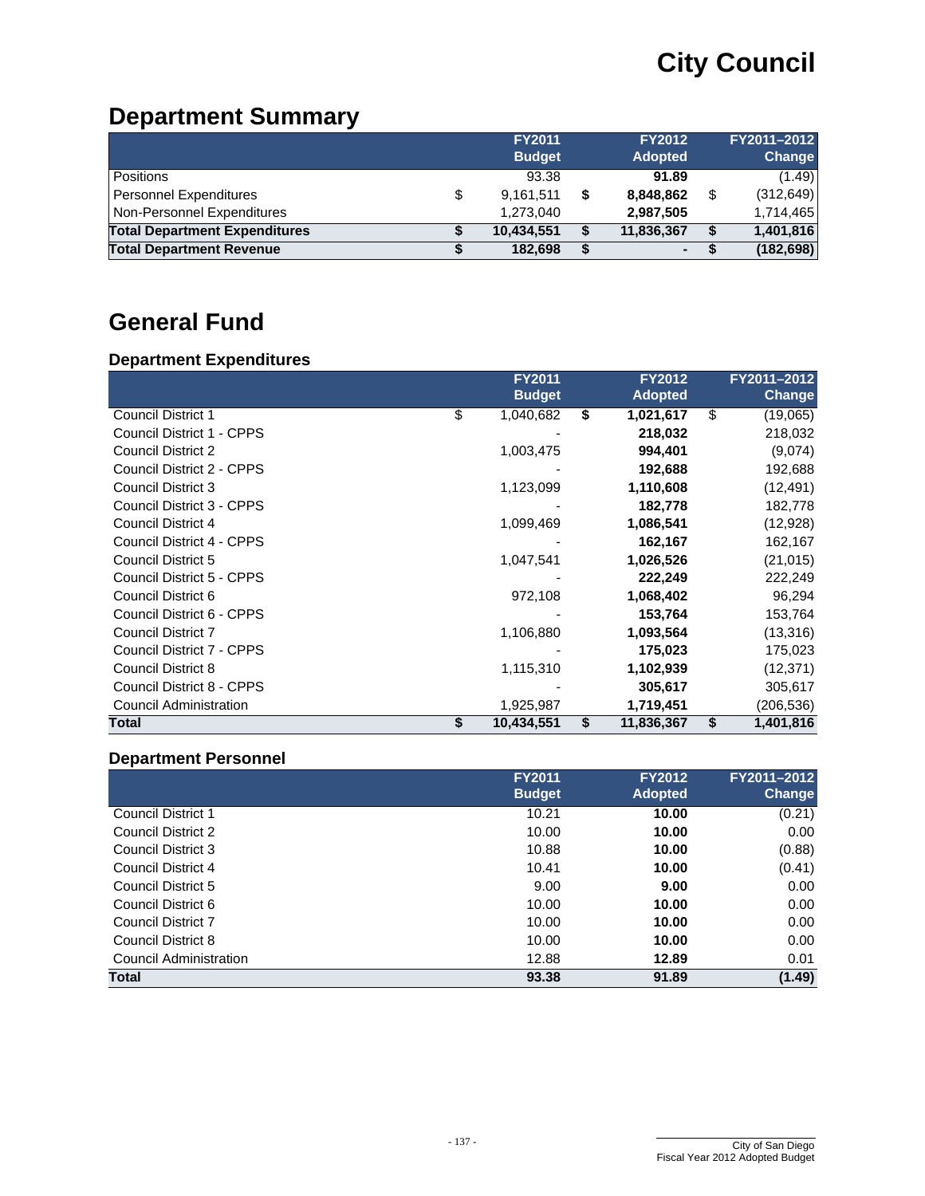# City Council

## Department Summary

| | FY2011 Budget | FY2012 Adopted | FY2011–2012 Change |
|---|---|---|---|
| Positions | 93.38 | **91.89** | (1.49) |
| Personnel Expenditures | $ 9,161,511 | **$ 8,848,862** | $ (312,649) |
| Non-Personnel Expenditures | 1,273,040 | **2,987,505** | 1,714,465 |
| **Total Department Expenditures** | **$ 10,434,551** | **$ 11,836,367** | **$ 1,401,816** |
| **Total Department Revenue** | **$ 182,698** | **$ -** | **$ (182,698)** |

## General Fund

### Department Expenditures

| | FY2011 Budget | FY2012 Adopted | FY2011–2012 Change |
|---|---|---|---|
| Council District 1 | $ 1,040,682 | **$ 1,021,617** | $ (19,065) |
| Council District 1 - CPPS | - | **218,032** | 218,032 |
| Council District 2 | 1,003,475 | **994,401** | (9,074) |
| Council District 2 - CPPS | - | **192,688** | 192,688 |
| Council District 3 | 1,123,099 | **1,110,608** | (12,491) |
| Council District 3 - CPPS | - | **182,778** | 182,778 |
| Council District 4 | 1,099,469 | **1,086,541** | (12,928) |
| Council District 4 - CPPS | - | **162,167** | 162,167 |
| Council District 5 | 1,047,541 | **1,026,526** | (21,015) |
| Council District 5 - CPPS | - | **222,249** | 222,249 |
| Council District 6 | 972,108 | **1,068,402** | 96,294 |
| Council District 6 - CPPS | - | **153,764** | 153,764 |
| Council District 7 | 1,106,880 | **1,093,564** | (13,316) |
| Council District 7 - CPPS | - | **175,023** | 175,023 |
| Council District 8 | 1,115,310 | **1,102,939** | (12,371) |
| Council District 8 - CPPS | - | **305,617** | 305,617 |
| Council Administration | 1,925,987 | **1,719,451** | (206,536) |
| **Total** | **$ 10,434,551** | **$ 11,836,367** | **$ 1,401,816** |

### Department Personnel

| | FY2011 Budget | FY2012 Adopted | FY2011–2012 Change |
|---|---|---|---|
| Council District 1 | 10.21 | **10.00** | (0.21) |
| Council District 2 | 10.00 | **10.00** | 0.00 |
| Council District 3 | 10.88 | **10.00** | (0.88) |
| Council District 4 | 10.41 | **10.00** | (0.41) |
| Council District 5 | 9.00 | **9.00** | 0.00 |
| Council District 6 | 10.00 | **10.00** | 0.00 |
| Council District 7 | 10.00 | **10.00** | 0.00 |
| Council District 8 | 10.00 | **10.00** | 0.00 |
| Council Administration | 12.88 | **12.89** | 0.01 |
| **Total** | **93.38** | **91.89** | **(1.49)** |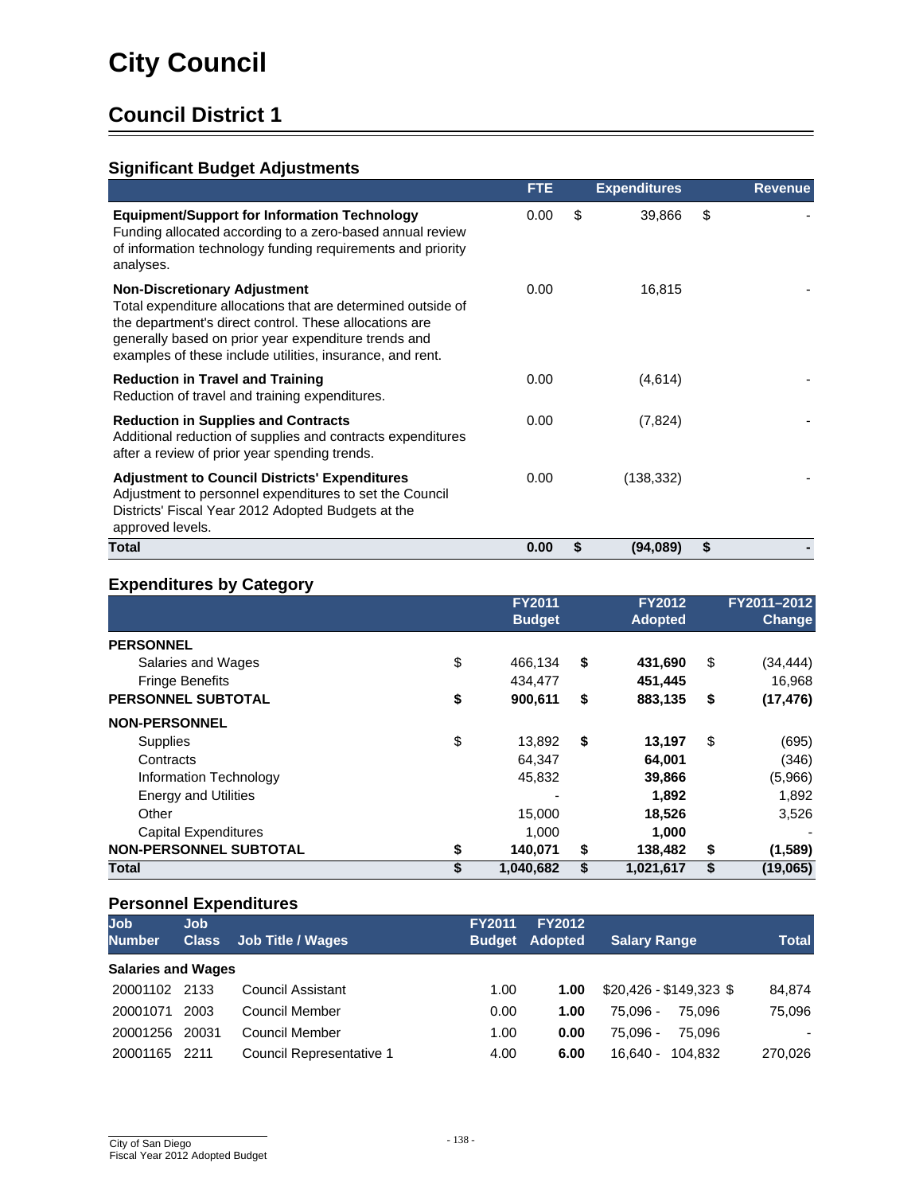# City Council

## Council District 1

### Significant Budget Adjustments

| | FTE | Expenditures | Revenue |
|---|---|---|---|
| **Equipment/Support for Information Technology**<br>Funding allocated according to a zero-based annual review of information technology funding requirements and priority analyses. | 0.00 | $ 39,866 | $ - |
| **Non-Discretionary Adjustment**<br>Total expenditure allocations that are determined outside of the department's direct control. These allocations are generally based on prior year expenditure trends and examples of these include utilities, insurance, and rent. | 0.00 | 16,815 | - |
| **Reduction in Travel and Training**<br>Reduction of travel and training expenditures. | 0.00 | (4,614) | - |
| **Reduction in Supplies and Contracts**<br>Additional reduction of supplies and contracts expenditures after a review of prior year spending trends. | 0.00 | (7,824) | - |
| **Adjustment to Council Districts' Expenditures**<br>Adjustment to personnel expenditures to set the Council Districts' Fiscal Year 2012 Adopted Budgets at the approved levels. | 0.00 | (138,332) | - |
| **Total** | **0.00** | **$ (94,089)** | **$ -** |

### Expenditures by Category

| | FY2011 Budget | FY2012 Adopted | FY2011–2012 Change |
|---|---|---|---|
| **PERSONNEL** | | | |
| Salaries and Wages | $ 466,134 | **$ 431,690** | $ (34,444) |
| Fringe Benefits | 434,477 | **451,445** | 16,968 |
| **PERSONNEL SUBTOTAL** | **$ 900,611** | **$ 883,135** | **$ (17,476)** |
| **NON-PERSONNEL** | | | |
| Supplies | $ 13,892 | **$ 13,197** | $ (695) |
| Contracts | 64,347 | **64,001** | (346) |
| Information Technology | 45,832 | **39,866** | (5,966) |
| Energy and Utilities | - | **1,892** | 1,892 |
| Other | 15,000 | **18,526** | 3,526 |
| Capital Expenditures | 1,000 | **1,000** | - |
| **NON-PERSONNEL SUBTOTAL** | **$ 140,071** | **$ 138,482** | **$ (1,589)** |
| **Total** | **$ 1,040,682** | **$ 1,021,617** | **$ (19,065)** |

### Personnel Expenditures

| Job Number | Job Class | Job Title / Wages | FY2011 Budget | FY2012 Adopted | Salary Range | Total |
|---|---|---|---|---|---|---|
| **Salaries and Wages** | | | | | | |
| 20001102 | 2133 | Council Assistant | 1.00 | **1.00** | $20,426 - $149,323 | $ 84,874 |
| 20001071 | 2003 | Council Member | 0.00 | **1.00** | 75,096 - 75,096 | 75,096 |
| 20001256 | 20031 | Council Member | 1.00 | **0.00** | 75,096 - 75,096 | - |
| 20001165 | 2211 | Council Representative 1 | 4.00 | **6.00** | 16,640 - 104,832 | 270,026 |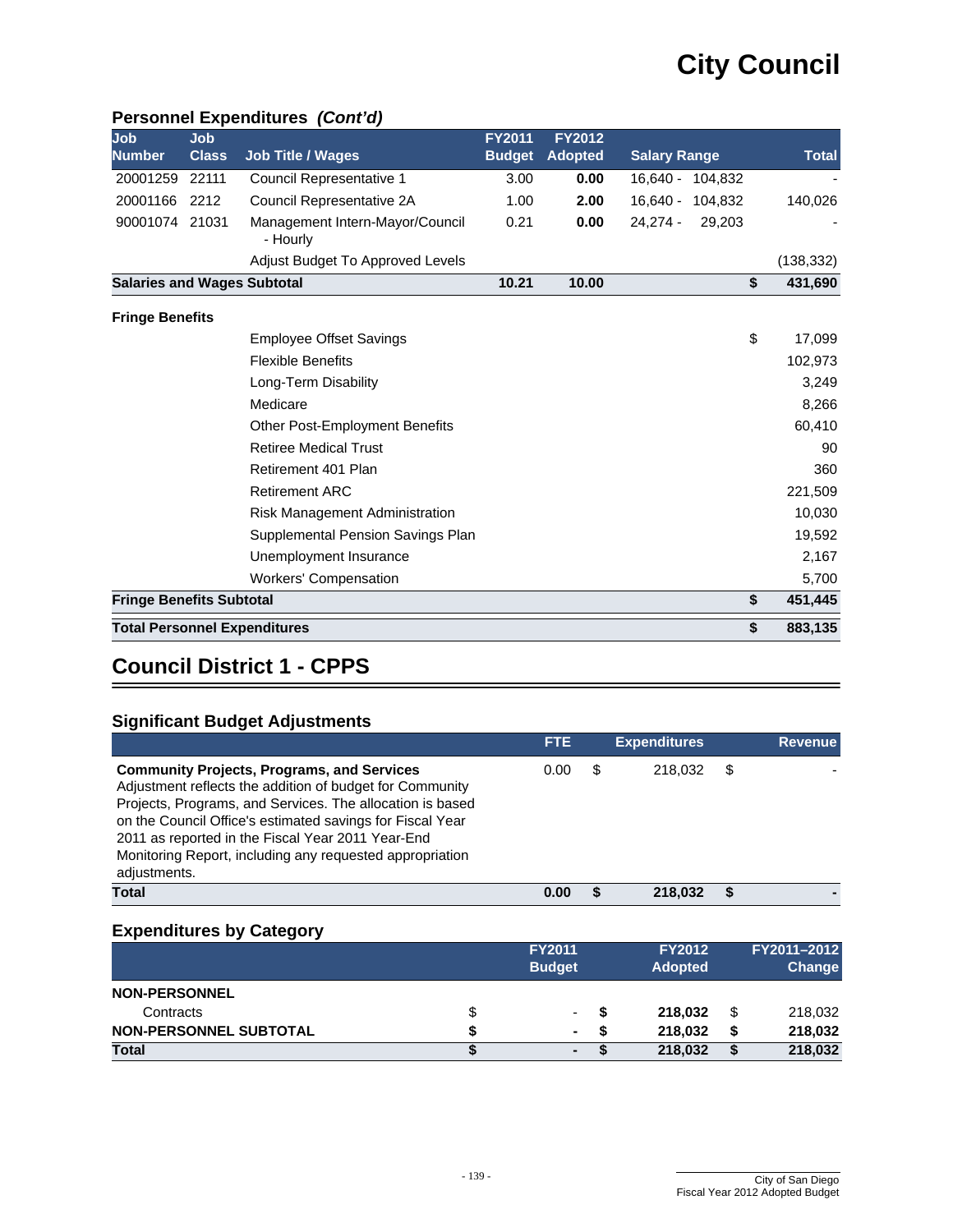# City Council

## Personnel Expenditures *(Cont'd)*

| Job Number | Job Class | Job Title / Wages | FY2011 Budget | FY2012 Adopted | Salary Range | | Total |
|---|---|---|---|---|---|---|---|
| 20001259 | 22111 | Council Representative 1 | 3.00 | **0.00** | 16,640 - 104,832 | | - |
| 20001166 | 2212 | Council Representative 2A | 1.00 | **2.00** | 16,640 - 104,832 | | 140,026 |
| 90001074 | 21031 | Management Intern-Mayor/Council - Hourly | 0.21 | **0.00** | 24,274 - 29,203 | | - |
| | | Adjust Budget To Approved Levels | | | | | (138,332) |
| **Salaries and Wages Subtotal** | | | **10.21** | **10.00** | | **$** | **431,690** |
| **Fringe Benefits** | | | | | | | |
| | | Employee Offset Savings | | | | $ | 17,099 |
| | | Flexible Benefits | | | | | 102,973 |
| | | Long-Term Disability | | | | | 3,249 |
| | | Medicare | | | | | 8,266 |
| | | Other Post-Employment Benefits | | | | | 60,410 |
| | | Retiree Medical Trust | | | | | 90 |
| | | Retirement 401 Plan | | | | | 360 |
| | | Retirement ARC | | | | | 221,509 |
| | | Risk Management Administration | | | | | 10,030 |
| | | Supplemental Pension Savings Plan | | | | | 19,592 |
| | | Unemployment Insurance | | | | | 2,167 |
| | | Workers' Compensation | | | | | 5,700 |
| **Fringe Benefits Subtotal** | | | | | | **$** | **451,445** |
| **Total Personnel Expenditures** | | | | | | **$** | **883,135** |

## Council District 1 - CPPS

### Significant Budget Adjustments

| | FTE | Expenditures | Revenue |
|---|---|---|---|
| **Community Projects, Programs, and Services** Adjustment reflects the addition of budget for Community Projects, Programs, and Services. The allocation is based on the Council Office's estimated savings for Fiscal Year 2011 as reported in the Fiscal Year 2011 Year-End Monitoring Report, including any requested appropriation adjustments. | 0.00 | $ 218,032 | $ - |
| **Total** | **0.00** | **$ 218,032** | **$ -** |

### Expenditures by Category

| | FY2011 Budget | FY2012 Adopted | FY2011–2012 Change |
|---|---|---|---|
| **NON-PERSONNEL** | | | |
| Contracts | $ - | **$ 218,032** | $ 218,032 |
| **NON-PERSONNEL SUBTOTAL** | **$ -** | **$ 218,032** | **$ 218,032** |
| **Total** | **$ -** | **$ 218,032** | **$ 218,032** |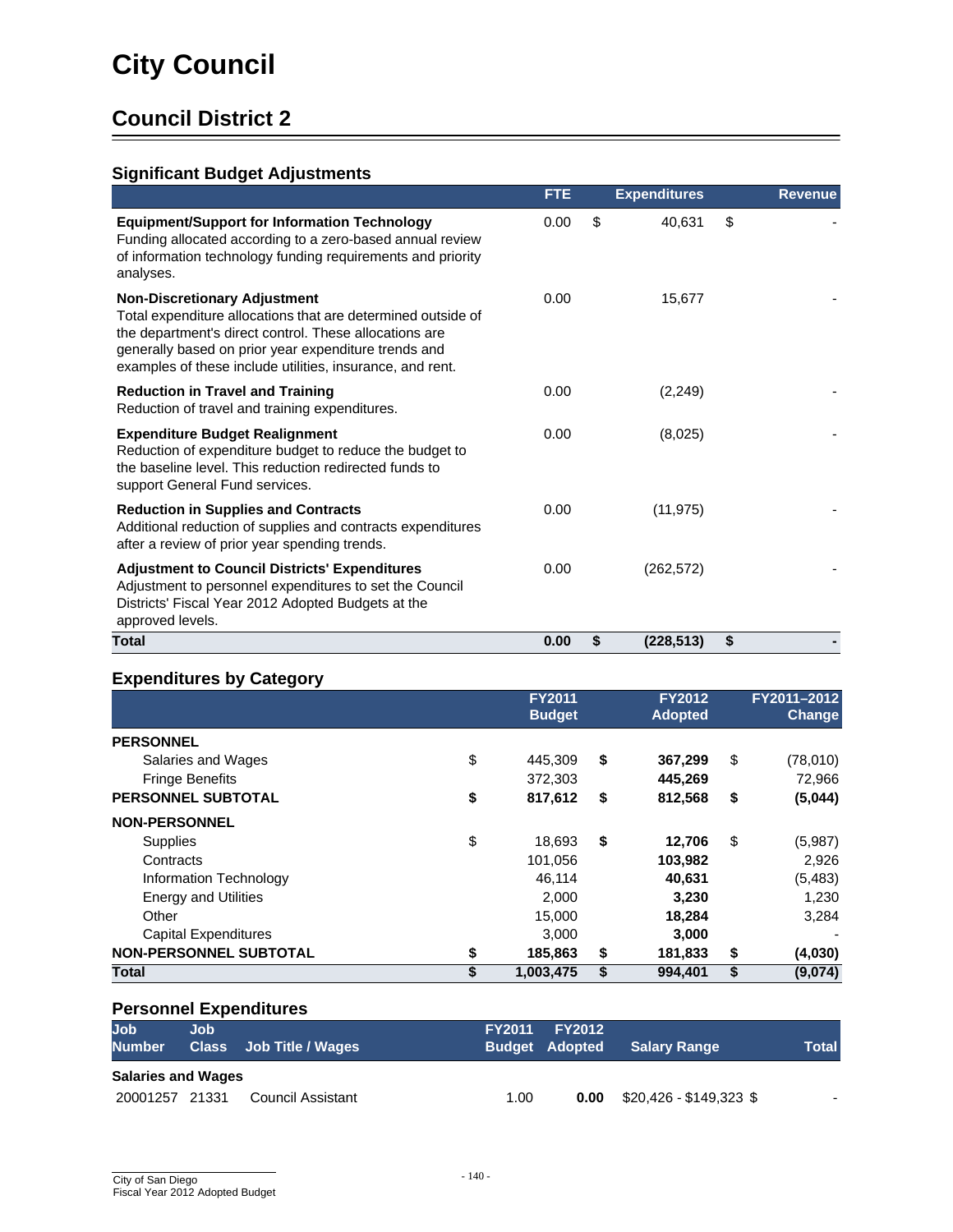# City Council

## Council District 2

### Significant Budget Adjustments

| | FTE | Expenditures | Revenue |
|---|---|---|---|
| **Equipment/Support for Information Technology**<br>Funding allocated according to a zero-based annual review of information technology funding requirements and priority analyses. | 0.00 | $ 40,631 | $ - |
| **Non-Discretionary Adjustment**<br>Total expenditure allocations that are determined outside of the department's direct control. These allocations are generally based on prior year expenditure trends and examples of these include utilities, insurance, and rent. | 0.00 | 15,677 | - |
| **Reduction in Travel and Training**<br>Reduction of travel and training expenditures. | 0.00 | (2,249) | - |
| **Expenditure Budget Realignment**<br>Reduction of expenditure budget to reduce the budget to the baseline level. This reduction redirected funds to support General Fund services. | 0.00 | (8,025) | - |
| **Reduction in Supplies and Contracts**<br>Additional reduction of supplies and contracts expenditures after a review of prior year spending trends. | 0.00 | (11,975) | - |
| **Adjustment to Council Districts' Expenditures**<br>Adjustment to personnel expenditures to set the Council Districts' Fiscal Year 2012 Adopted Budgets at the approved levels. | 0.00 | (262,572) | - |
| **Total** | **0.00** | **$ (228,513)** | **$ -** |

### Expenditures by Category

| | FY2011 Budget | FY2012 Adopted | FY2011–2012 Change |
|---|---|---|---|
| **PERSONNEL** | | | |
| Salaries and Wages | $ 445,309 | **$ 367,299** | $ (78,010) |
| Fringe Benefits | 372,303 | **445,269** | 72,966 |
| **PERSONNEL SUBTOTAL** | **$ 817,612** | **$ 812,568** | **$ (5,044)** |
| **NON-PERSONNEL** | | | |
| Supplies | $ 18,693 | **$ 12,706** | $ (5,987) |
| Contracts | 101,056 | **103,982** | 2,926 |
| Information Technology | 46,114 | **40,631** | (5,483) |
| Energy and Utilities | 2,000 | **3,230** | 1,230 |
| Other | 15,000 | **18,284** | 3,284 |
| Capital Expenditures | 3,000 | **3,000** | - |
| **NON-PERSONNEL SUBTOTAL** | **$ 185,863** | **$ 181,833** | **$ (4,030)** |
| **Total** | **$ 1,003,475** | **$ 994,401** | **$ (9,074)** |

### Personnel Expenditures

| Job Number | Job Class | Job Title / Wages | FY2011 Budget | FY2012 Adopted | Salary Range | Total |
|---|---|---|---|---|---|---|
| **Salaries and Wages** | | | | | | |
| 20001257 | 21331 | Council Assistant | 1.00 | **0.00** | $20,426 - $149,323 | $ - |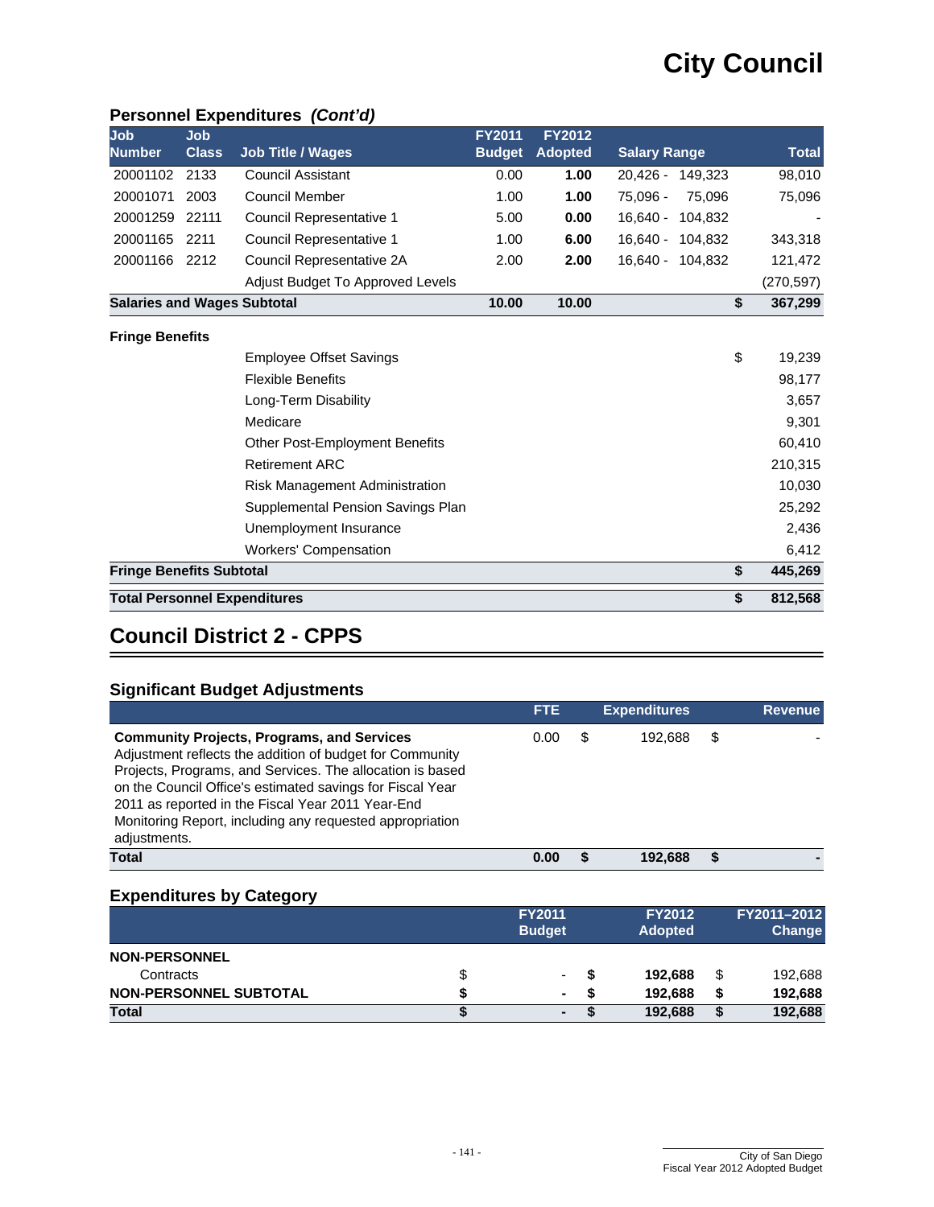# City Council

## Personnel Expenditures *(Cont'd)*

| Job Number | Job Class | Job Title / Wages | FY2011 Budget | FY2012 Adopted | Salary Range | Total |
|---|---|---|---|---|---|---|
| 20001102 | 2133 | Council Assistant | 0.00 | **1.00** | 20,426 - 149,323 | 98,010 |
| 20001071 | 2003 | Council Member | 1.00 | **1.00** | 75,096 - 75,096 | 75,096 |
| 20001259 | 22111 | Council Representative 1 | 5.00 | **0.00** | 16,640 - 104,832 | - |
| 20001165 | 2211 | Council Representative 1 | 1.00 | **6.00** | 16,640 - 104,832 | 343,318 |
| 20001166 | 2212 | Council Representative 2A | 2.00 | **2.00** | 16,640 - 104,832 | 121,472 |
| | | Adjust Budget To Approved Levels | | | | (270,597) |
| **Salaries and Wages Subtotal** | | | **10.00** | **10.00** | | **$ 367,299** |

| Fringe Benefits | |
|---|---|
| Employee Offset Savings | $ 19,239 |
| Flexible Benefits | 98,177 |
| Long-Term Disability | 3,657 |
| Medicare | 9,301 |
| Other Post-Employment Benefits | 60,410 |
| Retirement ARC | 210,315 |
| Risk Management Administration | 10,030 |
| Supplemental Pension Savings Plan | 25,292 |
| Unemployment Insurance | 2,436 |
| Workers' Compensation | 6,412 |
| **Fringe Benefits Subtotal** | **$ 445,269** |
| **Total Personnel Expenditures** | **$ 812,568** |

## Council District 2 - CPPS

### Significant Budget Adjustments

| | FTE | Expenditures | Revenue |
|---|---|---|---|
| **Community Projects, Programs, and Services**<br>Adjustment reflects the addition of budget for Community Projects, Programs, and Services. The allocation is based on the Council Office's estimated savings for Fiscal Year 2011 as reported in the Fiscal Year 2011 Year-End Monitoring Report, including any requested appropriation adjustments. | 0.00 | $ 192,688 | $ - |
| **Total** | **0.00** | **$ 192,688** | **$ -** |

### Expenditures by Category

| | FY2011 Budget | FY2012 Adopted | FY2011–2012 Change |
|---|---|---|---|
| **NON-PERSONNEL** | | | |
| Contracts | $ - | **$ 192,688** | $ 192,688 |
| **NON-PERSONNEL SUBTOTAL** | **$ -** | **$ 192,688** | **$ 192,688** |
| **Total** | **$ -** | **$ 192,688** | **$ 192,688** |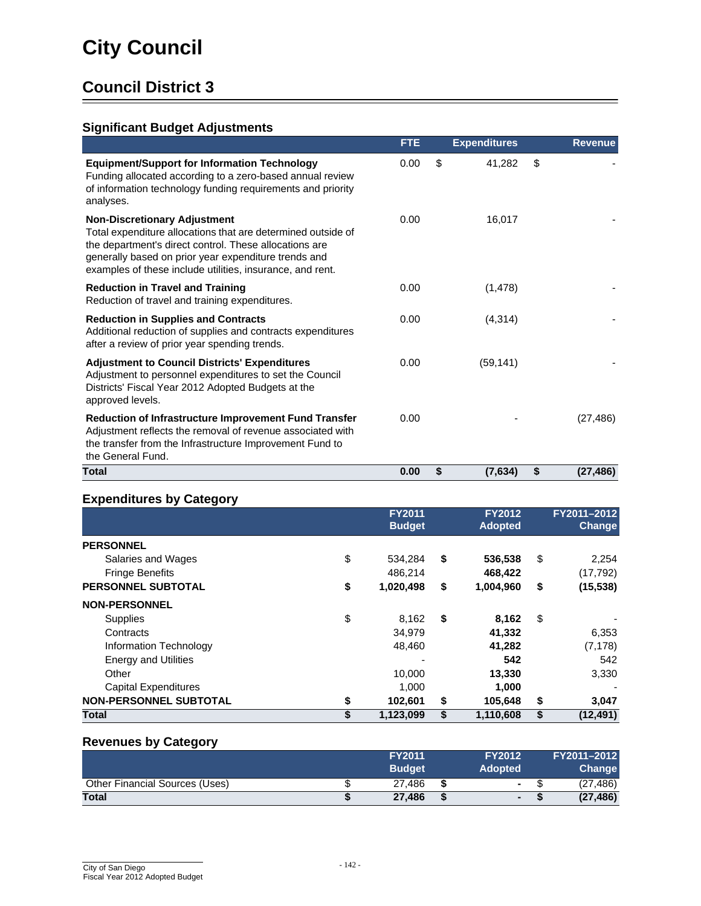# City Council

## Council District 3

### Significant Budget Adjustments

| | FTE | Expenditures | Revenue |
|---|---|---|---|
| **Equipment/Support for Information Technology**<br>Funding allocated according to a zero-based annual review of information technology funding requirements and priority analyses. | 0.00 | $ 41,282 | $ - |
| **Non-Discretionary Adjustment**<br>Total expenditure allocations that are determined outside of the department's direct control. These allocations are generally based on prior year expenditure trends and examples of these include utilities, insurance, and rent. | 0.00 | 16,017 | - |
| **Reduction in Travel and Training**<br>Reduction of travel and training expenditures. | 0.00 | (1,478) | - |
| **Reduction in Supplies and Contracts**<br>Additional reduction of supplies and contracts expenditures after a review of prior year spending trends. | 0.00 | (4,314) | - |
| **Adjustment to Council Districts' Expenditures**<br>Adjustment to personnel expenditures to set the Council Districts' Fiscal Year 2012 Adopted Budgets at the approved levels. | 0.00 | (59,141) | - |
| **Reduction of Infrastructure Improvement Fund Transfer**<br>Adjustment reflects the removal of revenue associated with the transfer from the Infrastructure Improvement Fund to the General Fund. | 0.00 | - | (27,486) |
| **Total** | **0.00** | **$ (7,634)** | **$ (27,486)** |

### Expenditures by Category

| | FY2011 Budget | FY2012 Adopted | FY2011–2012 Change |
|---|---|---|---|
| **PERSONNEL** | | | |
| Salaries and Wages | $ 534,284 | **$ 536,538** | $ 2,254 |
| Fringe Benefits | 486,214 | **468,422** | (17,792) |
| **PERSONNEL SUBTOTAL** | **$ 1,020,498** | **$ 1,004,960** | **$ (15,538)** |
| **NON-PERSONNEL** | | | |
| Supplies | $ 8,162 | **$ 8,162** | $ - |
| Contracts | 34,979 | **41,332** | 6,353 |
| Information Technology | 48,460 | **41,282** | (7,178) |
| Energy and Utilities | - | **542** | 542 |
| Other | 10,000 | **13,330** | 3,330 |
| Capital Expenditures | 1,000 | **1,000** | - |
| **NON-PERSONNEL SUBTOTAL** | **$ 102,601** | **$ 105,648** | **$ 3,047** |
| **Total** | **$ 1,123,099** | **$ 1,110,608** | **$ (12,491)** |

### Revenues by Category

| | FY2011 Budget | FY2012 Adopted | FY2011–2012 Change |
|---|---|---|---|
| Other Financial Sources (Uses) | $ 27,486 | **$ -** | $ (27,486) |
| **Total** | **$ 27,486** | **$ -** | **$ (27,486)** |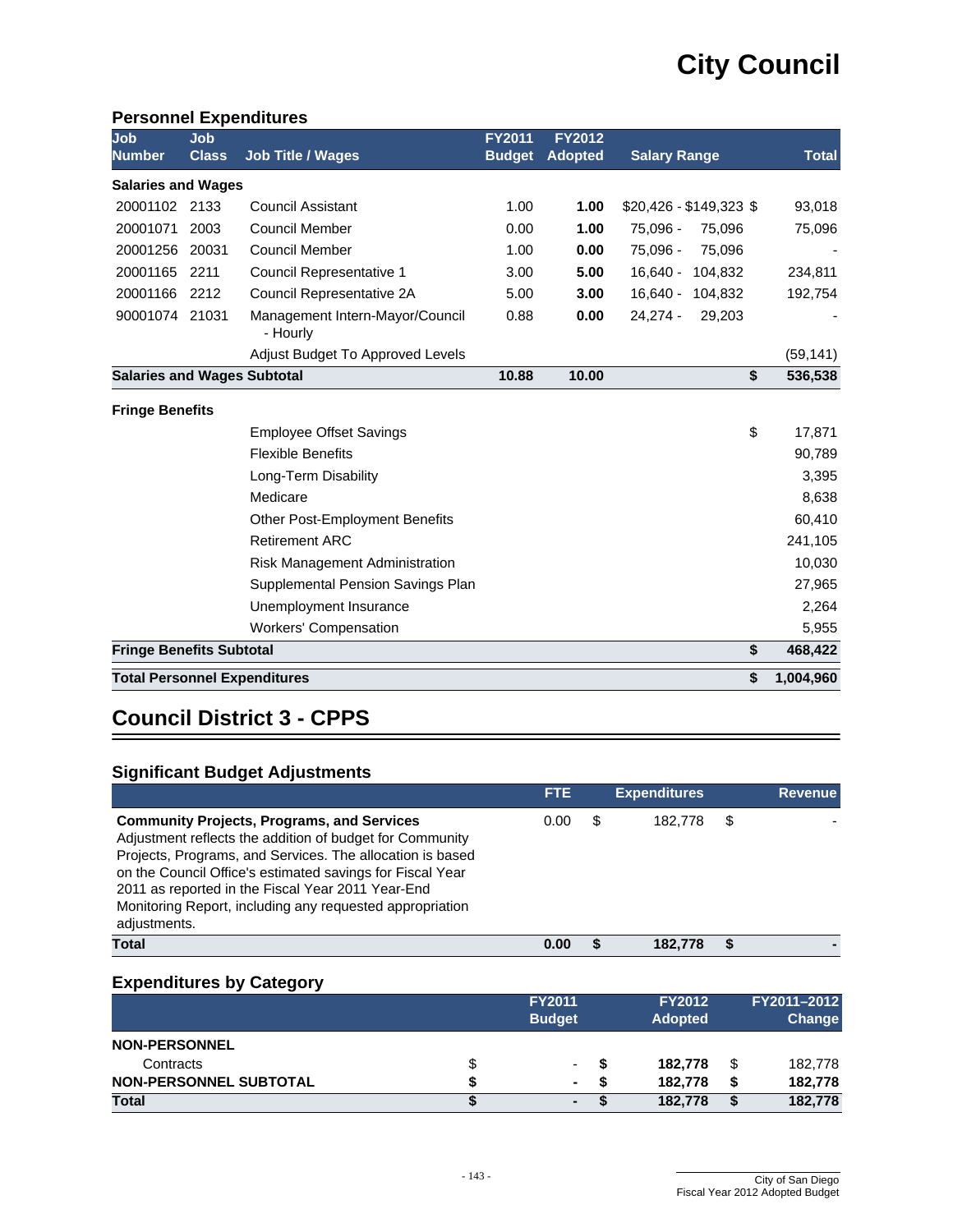# City Council

## Personnel Expenditures

| Job Number | Job Class | Job Title / Wages | FY2011 Budget | FY2012 Adopted | Salary Range | Total |
|---|---|---|---|---|---|---|
| **Salaries and Wages** | | | | | | |
| 20001102 | 2133 | Council Assistant | 1.00 | **1.00** | $20,426 - $149,323 | $ 93,018 |
| 20001071 | 2003 | Council Member | 0.00 | **1.00** | 75,096 - 75,096 | 75,096 |
| 20001256 | 20031 | Council Member | 1.00 | **0.00** | 75,096 - 75,096 | - |
| 20001165 | 2211 | Council Representative 1 | 3.00 | **5.00** | 16,640 - 104,832 | 234,811 |
| 20001166 | 2212 | Council Representative 2A | 5.00 | **3.00** | 16,640 - 104,832 | 192,754 |
| 90001074 | 21031 | Management Intern-Mayor/Council - Hourly | 0.88 | **0.00** | 24,274 - 29,203 | - |
| | | Adjust Budget To Approved Levels | | | | (59,141) |
| **Salaries and Wages Subtotal** | | | **10.88** | **10.00** | | **$ 536,538** |
| **Fringe Benefits** | | | | | | |
| | | Employee Offset Savings | | | | $ 17,871 |
| | | Flexible Benefits | | | | 90,789 |
| | | Long-Term Disability | | | | 3,395 |
| | | Medicare | | | | 8,638 |
| | | Other Post-Employment Benefits | | | | 60,410 |
| | | Retirement ARC | | | | 241,105 |
| | | Risk Management Administration | | | | 10,030 |
| | | Supplemental Pension Savings Plan | | | | 27,965 |
| | | Unemployment Insurance | | | | 2,264 |
| | | Workers' Compensation | | | | 5,955 |
| **Fringe Benefits Subtotal** | | | | | | **$ 468,422** |
| **Total Personnel Expenditures** | | | | | | **$ 1,004,960** |

## Council District 3 - CPPS

### Significant Budget Adjustments

| | FTE | Expenditures | Revenue |
|---|---|---|---|
| **Community Projects, Programs, and Services** Adjustment reflects the addition of budget for Community Projects, Programs, and Services. The allocation is based on the Council Office's estimated savings for Fiscal Year 2011 as reported in the Fiscal Year 2011 Year-End Monitoring Report, including any requested appropriation adjustments. | 0.00 | $ 182,778 | $ - |
| **Total** | **0.00** | **$ 182,778** | **$ -** |

### Expenditures by Category

| | FY2011 Budget | FY2012 Adopted | FY2011–2012 Change |
|---|---|---|---|
| **NON-PERSONNEL** | | | |
| Contracts | $ - | **$ 182,778** | $ 182,778 |
| **NON-PERSONNEL SUBTOTAL** | **$ -** | **$ 182,778** | **$ 182,778** |
| **Total** | **$ -** | **$ 182,778** | **$ 182,778** |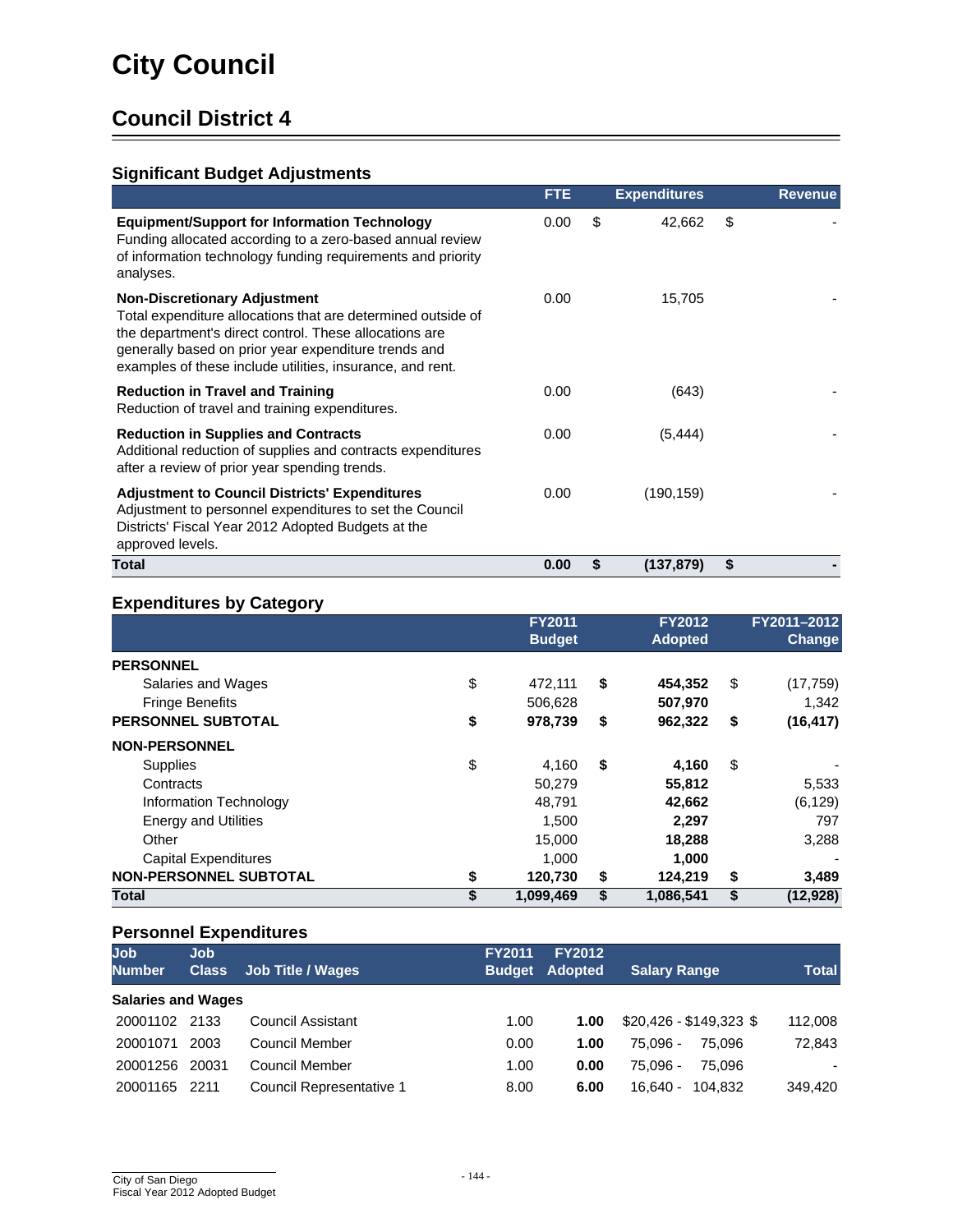# City Council

## Council District 4

### Significant Budget Adjustments

| | FTE | Expenditures | Revenue |
|---|---|---|---|
| **Equipment/Support for Information Technology**<br>Funding allocated according to a zero-based annual review of information technology funding requirements and priority analyses. | 0.00 | $ 42,662 | $ - |
| **Non-Discretionary Adjustment**<br>Total expenditure allocations that are determined outside of the department's direct control. These allocations are generally based on prior year expenditure trends and examples of these include utilities, insurance, and rent. | 0.00 | 15,705 | - |
| **Reduction in Travel and Training**<br>Reduction of travel and training expenditures. | 0.00 | (643) | - |
| **Reduction in Supplies and Contracts**<br>Additional reduction of supplies and contracts expenditures after a review of prior year spending trends. | 0.00 | (5,444) | - |
| **Adjustment to Council Districts' Expenditures**<br>Adjustment to personnel expenditures to set the Council Districts' Fiscal Year 2012 Adopted Budgets at the approved levels. | 0.00 | (190,159) | - |
| **Total** | **0.00** | **$ (137,879)** | **$ -** |

### Expenditures by Category

| | FY2011 Budget | FY2012 Adopted | FY2011–2012 Change |
|---|---|---|---|
| **PERSONNEL** | | | |
| Salaries and Wages | $ 472,111 | **$ 454,352** | $ (17,759) |
| Fringe Benefits | 506,628 | **507,970** | 1,342 |
| **PERSONNEL SUBTOTAL** | **$ 978,739** | **$ 962,322** | **$ (16,417)** |
| **NON-PERSONNEL** | | | |
| Supplies | $ 4,160 | **$ 4,160** | $ - |
| Contracts | 50,279 | **55,812** | 5,533 |
| Information Technology | 48,791 | **42,662** | (6,129) |
| Energy and Utilities | 1,500 | **2,297** | 797 |
| Other | 15,000 | **18,288** | 3,288 |
| Capital Expenditures | 1,000 | **1,000** | - |
| **NON-PERSONNEL SUBTOTAL** | **$ 120,730** | **$ 124,219** | **$ 3,489** |
| **Total** | **$ 1,099,469** | **$ 1,086,541** | **$ (12,928)** |

### Personnel Expenditures

| Job Number | Job Class | Job Title / Wages | FY2011 Budget | FY2012 Adopted | Salary Range | Total |
|---|---|---|---|---|---|---|
| **Salaries and Wages** | | | | | | |
| 20001102 | 2133 | Council Assistant | 1.00 | **1.00** | $20,426 - $149,323 | $ 112,008 |
| 20001071 | 2003 | Council Member | 0.00 | **1.00** | 75,096 - 75,096 | 72,843 |
| 20001256 | 20031 | Council Member | 1.00 | **0.00** | 75,096 - 75,096 | - |
| 20001165 | 2211 | Council Representative 1 | 8.00 | **6.00** | 16,640 - 104,832 | 349,420 |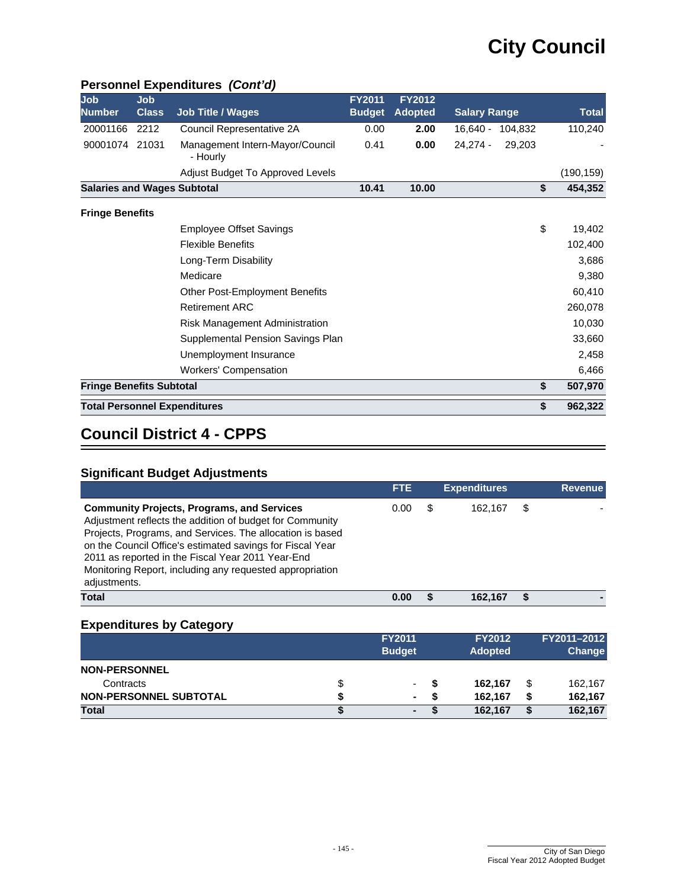# City Council

## Personnel Expenditures *(Cont'd)*

| Job Number | Job Class | Job Title / Wages | FY2011 Budget | FY2012 Adopted | Salary Range | | Total |
|---|---|---|---|---|---|---|---|
| 20001166 | 2212 | Council Representative 2A | 0.00 | **2.00** | 16,640 - 104,832 | | 110,240 |
| 90001074 | 21031 | Management Intern-Mayor/Council - Hourly | 0.41 | **0.00** | 24,274 - 29,203 | | - |
| | | Adjust Budget To Approved Levels | | | | | (190,159) |
| **Salaries and Wages Subtotal** | | | **10.41** | **10.00** | | **$** | **454,352** |
| **Fringe Benefits** | | | | | | | |
| | | Employee Offset Savings | | | | $ | 19,402 |
| | | Flexible Benefits | | | | | 102,400 |
| | | Long-Term Disability | | | | | 3,686 |
| | | Medicare | | | | | 9,380 |
| | | Other Post-Employment Benefits | | | | | 60,410 |
| | | Retirement ARC | | | | | 260,078 |
| | | Risk Management Administration | | | | | 10,030 |
| | | Supplemental Pension Savings Plan | | | | | 33,660 |
| | | Unemployment Insurance | | | | | 2,458 |
| | | Workers' Compensation | | | | | 6,466 |
| **Fringe Benefits Subtotal** | | | | | | **$** | **507,970** |
| **Total Personnel Expenditures** | | | | | | **$** | **962,322** |

# Council District 4 - CPPS

## Significant Budget Adjustments

| | FTE | Expenditures | Revenue |
|---|---|---|---|
| **Community Projects, Programs, and Services** Adjustment reflects the addition of budget for Community Projects, Programs, and Services. The allocation is based on the Council Office's estimated savings for Fiscal Year 2011 as reported in the Fiscal Year 2011 Year-End Monitoring Report, including any requested appropriation adjustments. | 0.00 | $ 162,167 | $ - |
| **Total** | **0.00** | **$ 162,167** | **$ -** |

## Expenditures by Category

| | FY2011 Budget | FY2012 Adopted | FY2011–2012 Change |
|---|---|---|---|
| **NON-PERSONNEL** | | | |
| Contracts | $ - | $ **162,167** | $ 162,167 |
| **NON-PERSONNEL SUBTOTAL** | **$ -** | **$ 162,167** | **$ 162,167** |
| **Total** | **$ -** | **$ 162,167** | **$ 162,167** |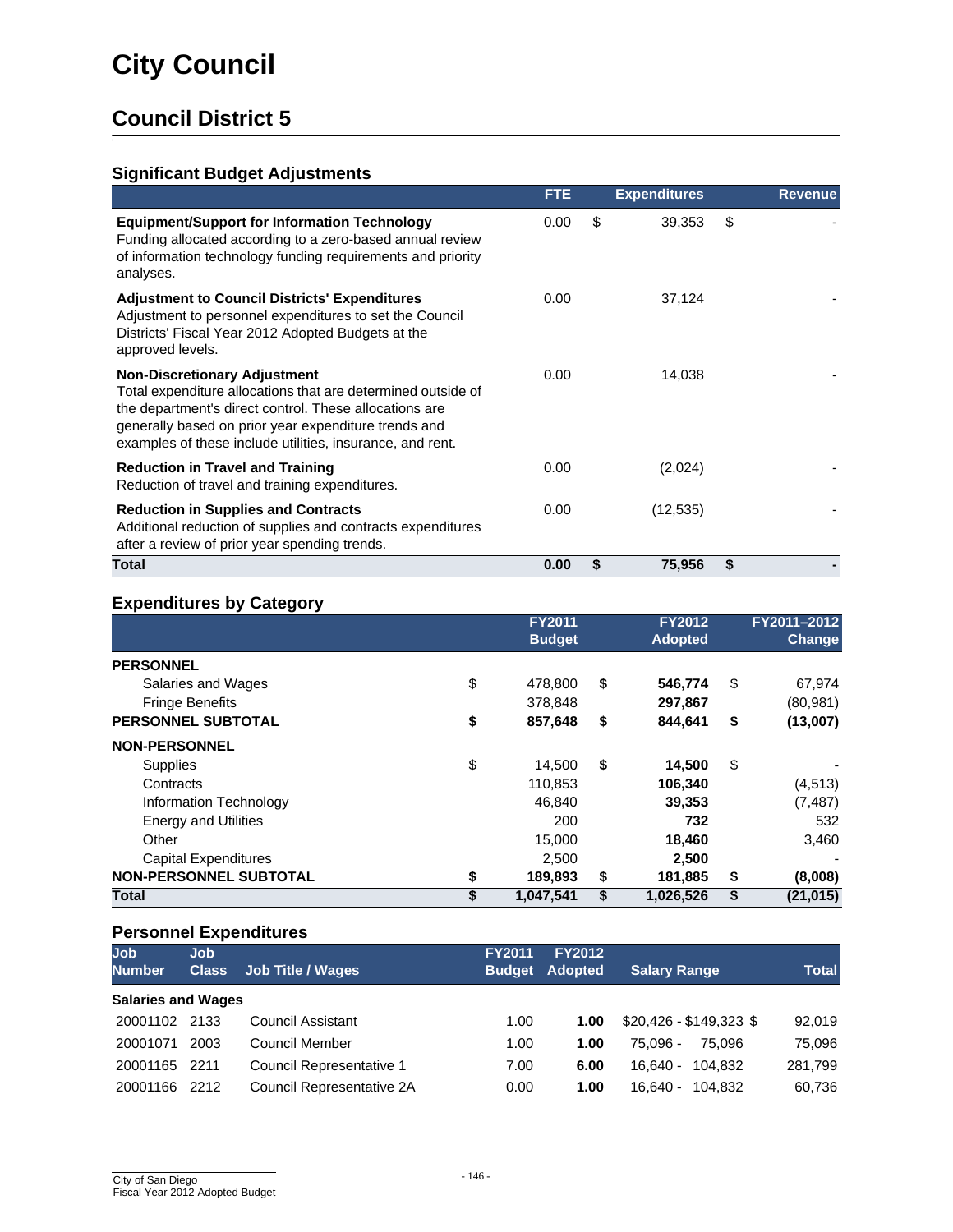# City Council

## Council District 5

### Significant Budget Adjustments

| | FTE | Expenditures | Revenue |
|---|---|---|---|
| **Equipment/Support for Information Technology** Funding allocated according to a zero-based annual review of information technology funding requirements and priority analyses. | 0.00 | $ 39,353 | $ - |
| **Adjustment to Council Districts' Expenditures** Adjustment to personnel expenditures to set the Council Districts' Fiscal Year 2012 Adopted Budgets at the approved levels. | 0.00 | 37,124 | - |
| **Non-Discretionary Adjustment** Total expenditure allocations that are determined outside of the department's direct control. These allocations are generally based on prior year expenditure trends and examples of these include utilities, insurance, and rent. | 0.00 | 14,038 | - |
| **Reduction in Travel and Training** Reduction of travel and training expenditures. | 0.00 | (2,024) | - |
| **Reduction in Supplies and Contracts** Additional reduction of supplies and contracts expenditures after a review of prior year spending trends. | 0.00 | (12,535) | - |
| **Total** | **0.00** | **$ 75,956** | **$ -** |

### Expenditures by Category

| | FY2011 Budget | FY2012 Adopted | FY2011–2012 Change |
|---|---|---|---|
| **PERSONNEL** | | | |
| Salaries and Wages | $ 478,800 | $ **546,774** | $ 67,974 |
| Fringe Benefits | 378,848 | **297,867** | (80,981) |
| **PERSONNEL SUBTOTAL** | **$ 857,648** | **$ 844,641** | **$ (13,007)** |
| **NON-PERSONNEL** | | | |
| Supplies | $ 14,500 | $ **14,500** | $ - |
| Contracts | 110,853 | **106,340** | (4,513) |
| Information Technology | 46,840 | **39,353** | (7,487) |
| Energy and Utilities | 200 | **732** | 532 |
| Other | 15,000 | **18,460** | 3,460 |
| Capital Expenditures | 2,500 | **2,500** | - |
| **NON-PERSONNEL SUBTOTAL** | **$ 189,893** | **$ 181,885** | **$ (8,008)** |
| **Total** | **$ 1,047,541** | **$ 1,026,526** | **$ (21,015)** |

### Personnel Expenditures

| Job Number | Job Class | Job Title / Wages | FY2011 Budget | FY2012 Adopted | Salary Range | Total |
|---|---|---|---|---|---|---|
| **Salaries and Wages** | | | | | | |
| 20001102 | 2133 | Council Assistant | 1.00 | **1.00** | $20,426 - $149,323 | $ 92,019 |
| 20001071 | 2003 | Council Member | 1.00 | **1.00** | 75,096 - 75,096 | 75,096 |
| 20001165 | 2211 | Council Representative 1 | 7.00 | **6.00** | 16,640 - 104,832 | 281,799 |
| 20001166 | 2212 | Council Representative 2A | 0.00 | **1.00** | 16,640 - 104,832 | 60,736 |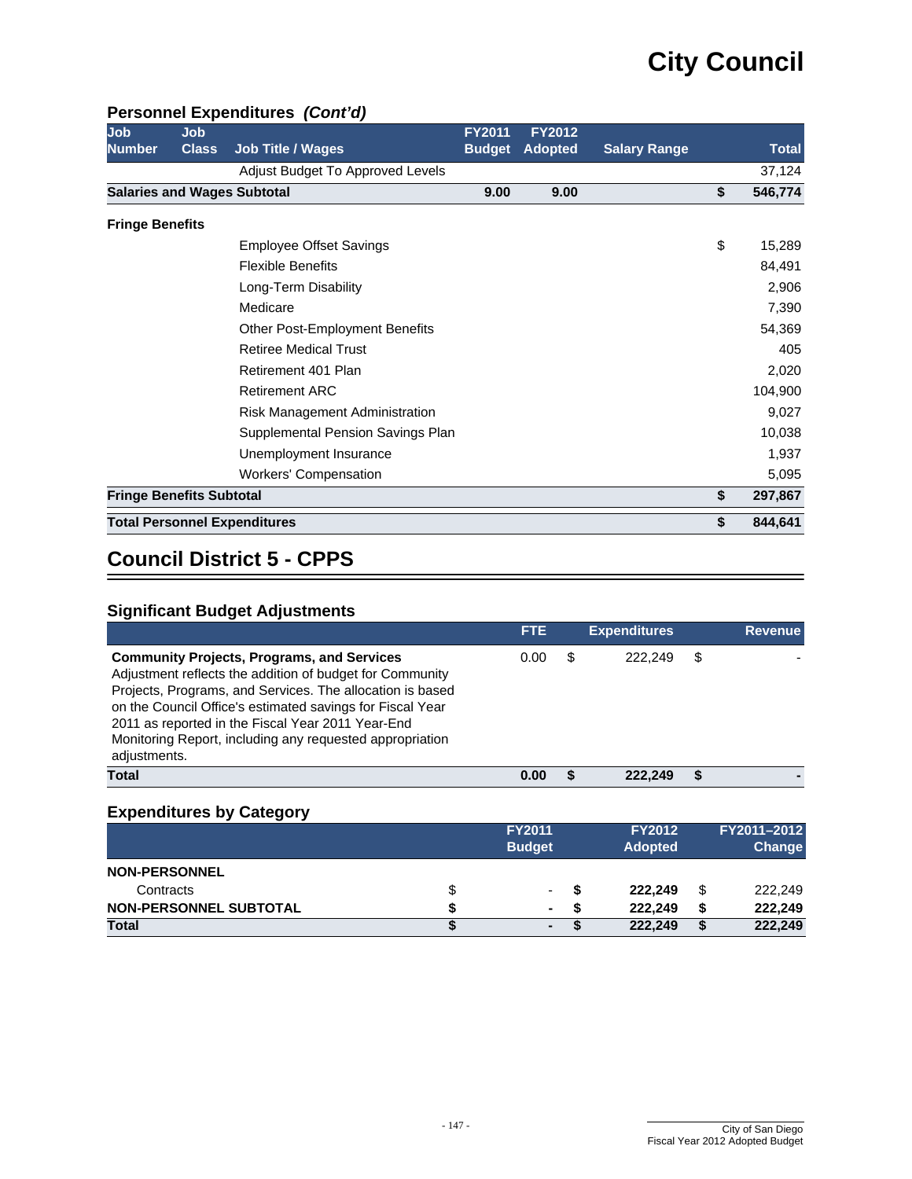## Personnel Expenditures *(Cont'd)*

| Job Number | Job Class | Job Title / Wages | FY2011 Budget | FY2012 Adopted | Salary Range | | Total |
|---|---|---|---|---|---|---|---|
| | | Adjust Budget To Approved Levels | | | | | 37,124 |
| **Salaries and Wages Subtotal** | | | **9.00** | **9.00** | | **$** | **546,774** |
| **Fringe Benefits** | | | | | | | |
| | | Employee Offset Savings | | | | $ | 15,289 |
| | | Flexible Benefits | | | | | 84,491 |
| | | Long-Term Disability | | | | | 2,906 |
| | | Medicare | | | | | 7,390 |
| | | Other Post-Employment Benefits | | | | | 54,369 |
| | | Retiree Medical Trust | | | | | 405 |
| | | Retirement 401 Plan | | | | | 2,020 |
| | | Retirement ARC | | | | | 104,900 |
| | | Risk Management Administration | | | | | 9,027 |
| | | Supplemental Pension Savings Plan | | | | | 10,038 |
| | | Unemployment Insurance | | | | | 1,937 |
| | | Workers' Compensation | | | | | 5,095 |
| **Fringe Benefits Subtotal** | | | | | | **$** | **297,867** |
| **Total Personnel Expenditures** | | | | | | **$** | **844,641** |

# Council District 5 - CPPS

## Significant Budget Adjustments

| | FTE | | Expenditures | | Revenue |
|---|---|---|---|---|---|
| **Community Projects, Programs, and Services**<br>Adjustment reflects the addition of budget for Community Projects, Programs, and Services. The allocation is based on the Council Office's estimated savings for Fiscal Year 2011 as reported in the Fiscal Year 2011 Year-End Monitoring Report, including any requested appropriation adjustments. | 0.00 | $ | 222,249 | $ | - |
| **Total** | **0.00** | **$** | **222,249** | **$** | **-** |

## Expenditures by Category

| | | FY2011 Budget | | FY2012 Adopted | | FY2011–2012 Change |
|---|---|---|---|---|---|---|
| **NON-PERSONNEL** | | | | | | |
| Contracts | $ | - | **$** | **222,249** | $ | 222,249 |
| **NON-PERSONNEL SUBTOTAL** | **$** | **-** | **$** | **222,249** | **$** | **222,249** |
| **Total** | **$** | **-** | **$** | **222,249** | **$** | **222,249** |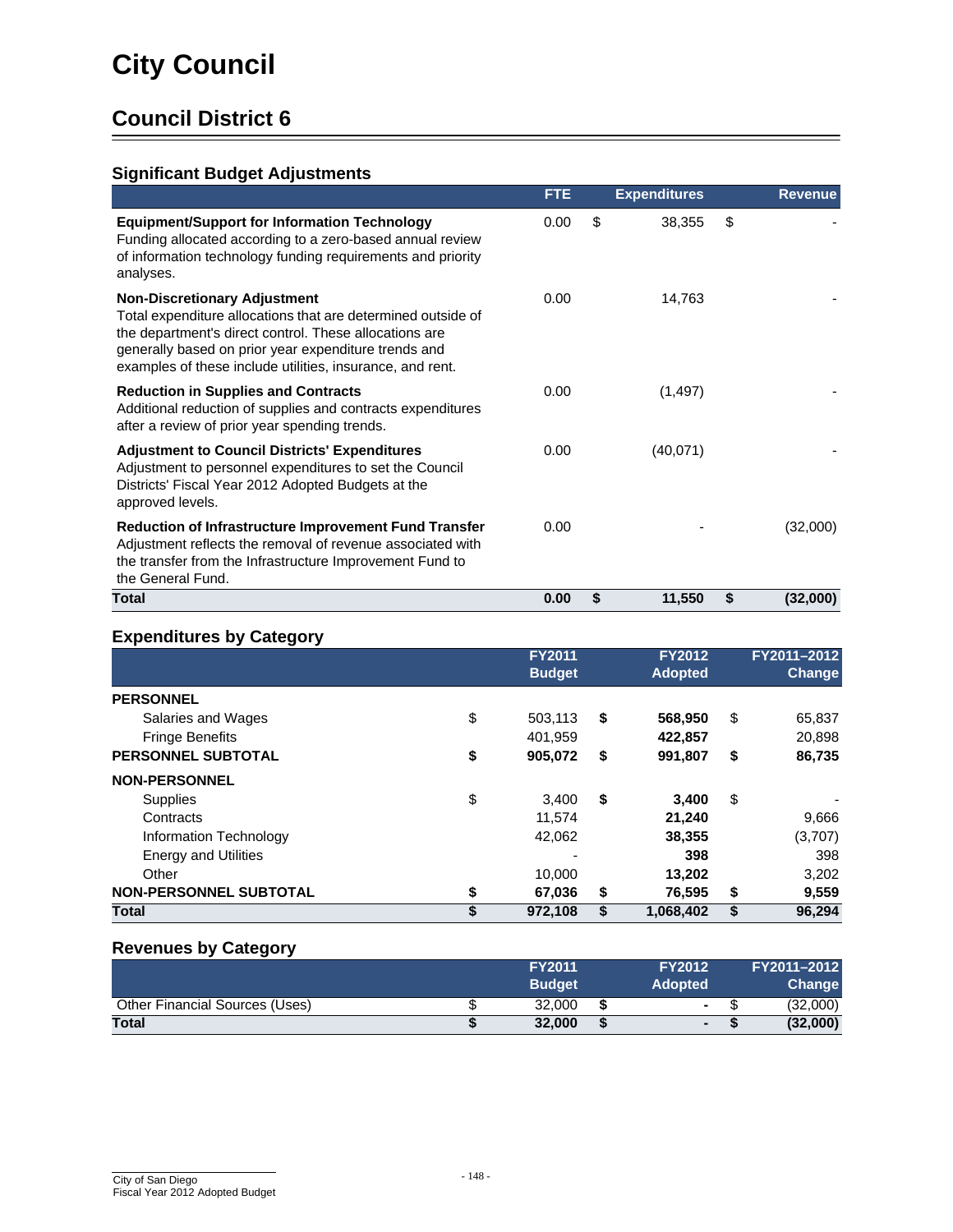# City Council

## Council District 6

### Significant Budget Adjustments

| | FTE | Expenditures | Revenue |
|---|---|---|---|
| **Equipment/Support for Information Technology**<br>Funding allocated according to a zero-based annual review of information technology funding requirements and priority analyses. | 0.00 | $ 38,355 | $ - |
| **Non-Discretionary Adjustment**<br>Total expenditure allocations that are determined outside of the department's direct control. These allocations are generally based on prior year expenditure trends and examples of these include utilities, insurance, and rent. | 0.00 | 14,763 | - |
| **Reduction in Supplies and Contracts**<br>Additional reduction of supplies and contracts expenditures after a review of prior year spending trends. | 0.00 | (1,497) | - |
| **Adjustment to Council Districts' Expenditures**<br>Adjustment to personnel expenditures to set the Council Districts' Fiscal Year 2012 Adopted Budgets at the approved levels. | 0.00 | (40,071) | - |
| **Reduction of Infrastructure Improvement Fund Transfer**<br>Adjustment reflects the removal of revenue associated with the transfer from the Infrastructure Improvement Fund to the General Fund. | 0.00 | - | (32,000) |
| **Total** | **0.00** | **$ 11,550** | **$ (32,000)** |

### Expenditures by Category

| | FY2011 Budget | FY2012 Adopted | FY2011–2012 Change |
|---|---|---|---|
| **PERSONNEL** | | | |
| Salaries and Wages | $ 503,113 | $ **568,950** | $ 65,837 |
| Fringe Benefits | 401,959 | **422,857** | 20,898 |
| **PERSONNEL SUBTOTAL** | **$ 905,072** | **$ 991,807** | **$ 86,735** |
| **NON-PERSONNEL** | | | |
| Supplies | $ 3,400 | $ **3,400** | $ - |
| Contracts | 11,574 | **21,240** | 9,666 |
| Information Technology | 42,062 | **38,355** | (3,707) |
| Energy and Utilities | - | **398** | 398 |
| Other | 10,000 | **13,202** | 3,202 |
| **NON-PERSONNEL SUBTOTAL** | **$ 67,036** | **$ 76,595** | **$ 9,559** |
| **Total** | **$ 972,108** | **$ 1,068,402** | **$ 96,294** |

### Revenues by Category

| | FY2011 Budget | FY2012 Adopted | FY2011–2012 Change |
|---|---|---|---|
| Other Financial Sources (Uses) | $ 32,000 | $ **-** | $ (32,000) |
| **Total** | **$ 32,000** | **$ -** | **$ (32,000)** |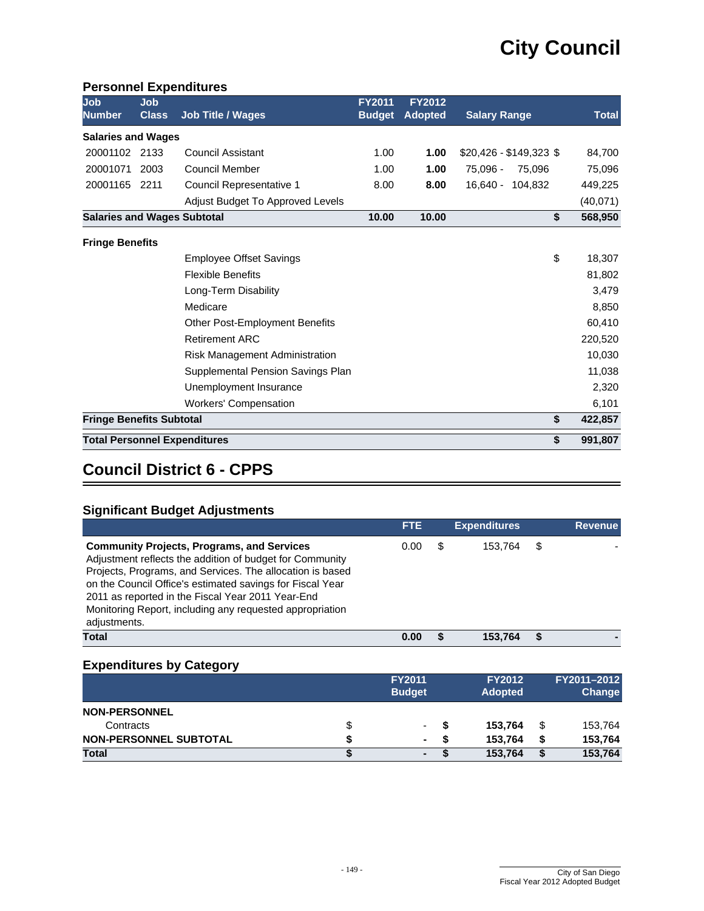# City Council

## Personnel Expenditures

| Job Number | Job Class | Job Title / Wages | FY2011 Budget | FY2012 Adopted | Salary Range | | Total |
|---|---|---|---|---|---|---|---|
| **Salaries and Wages** | | | | | | | |
| 20001102 | 2133 | Council Assistant | 1.00 | **1.00** | $20,426 - $149,323 | $ | 84,700 |
| 20001071 | 2003 | Council Member | 1.00 | **1.00** | 75,096 - 75,096 | | 75,096 |
| 20001165 | 2211 | Council Representative 1 | 8.00 | **8.00** | 16,640 - 104,832 | | 449,225 |
| | | Adjust Budget To Approved Levels | | | | | (40,071) |
| **Salaries and Wages Subtotal** | | | **10.00** | **10.00** | | **$** | **568,950** |
| **Fringe Benefits** | | | | | | | |
| | | Employee Offset Savings | | | | $ | 18,307 |
| | | Flexible Benefits | | | | | 81,802 |
| | | Long-Term Disability | | | | | 3,479 |
| | | Medicare | | | | | 8,850 |
| | | Other Post-Employment Benefits | | | | | 60,410 |
| | | Retirement ARC | | | | | 220,520 |
| | | Risk Management Administration | | | | | 10,030 |
| | | Supplemental Pension Savings Plan | | | | | 11,038 |
| | | Unemployment Insurance | | | | | 2,320 |
| | | Workers' Compensation | | | | | 6,101 |
| **Fringe Benefits Subtotal** | | | | | | **$** | **422,857** |
| **Total Personnel Expenditures** | | | | | | **$** | **991,807** |

# Council District 6 - CPPS

## Significant Budget Adjustments

| | FTE | Expenditures | Revenue |
|---|---|---|---|
| **Community Projects, Programs, and Services** Adjustment reflects the addition of budget for Community Projects, Programs, and Services. The allocation is based on the Council Office's estimated savings for Fiscal Year 2011 as reported in the Fiscal Year 2011 Year-End Monitoring Report, including any requested appropriation adjustments. | 0.00 | $ 153,764 | $ - |
| **Total** | **0.00** | **$ 153,764** | **$ -** |

## Expenditures by Category

| | FY2011 Budget | FY2012 Adopted | FY2011–2012 Change |
|---|---|---|---|
| **NON-PERSONNEL** | | | |
| Contracts | $ - | **$ 153,764** | $ 153,764 |
| **NON-PERSONNEL SUBTOTAL** | **$ -** | **$ 153,764** | **$ 153,764** |
| **Total** | **$ -** | **$ 153,764** | **$ 153,764** |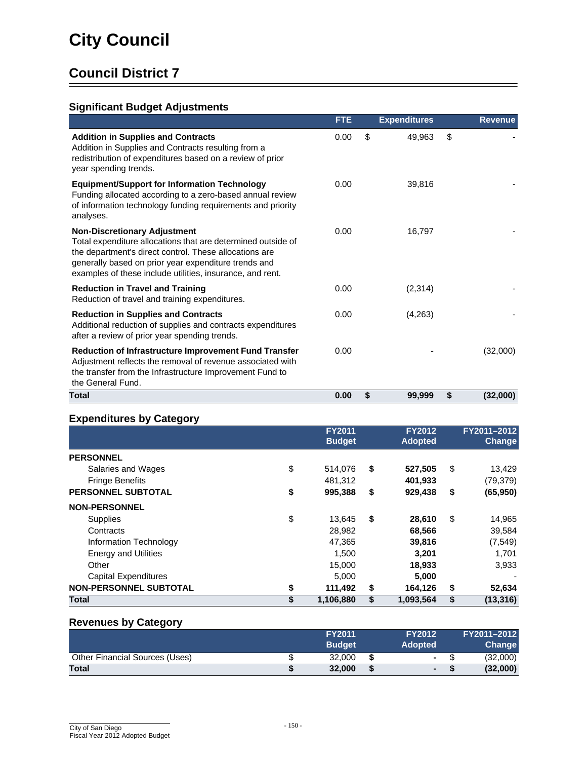# City Council

## Council District 7

### Significant Budget Adjustments

| | FTE | Expenditures | Revenue |
|---|---|---|---|
| **Addition in Supplies and Contracts**<br>Addition in Supplies and Contracts resulting from a redistribution of expenditures based on a review of prior year spending trends. | 0.00 | $ 49,963 | $ - |
| **Equipment/Support for Information Technology**<br>Funding allocated according to a zero-based annual review of information technology funding requirements and priority analyses. | 0.00 | 39,816 | - |
| **Non-Discretionary Adjustment**<br>Total expenditure allocations that are determined outside of the department's direct control. These allocations are generally based on prior year expenditure trends and examples of these include utilities, insurance, and rent. | 0.00 | 16,797 | - |
| **Reduction in Travel and Training**<br>Reduction of travel and training expenditures. | 0.00 | (2,314) | - |
| **Reduction in Supplies and Contracts**<br>Additional reduction of supplies and contracts expenditures after a review of prior year spending trends. | 0.00 | (4,263) | - |
| **Reduction of Infrastructure Improvement Fund Transfer**<br>Adjustment reflects the removal of revenue associated with the transfer from the Infrastructure Improvement Fund to the General Fund. | 0.00 | - | (32,000) |
| **Total** | **0.00** | **$ 99,999** | **$ (32,000)** |

### Expenditures by Category

| | FY2011 Budget | FY2012 Adopted | FY2011–2012 Change |
|---|---|---|---|
| **PERSONNEL** | | | |
| Salaries and Wages | $ 514,076 | $ **527,505** | $ 13,429 |
| Fringe Benefits | 481,312 | **401,933** | (79,379) |
| **PERSONNEL SUBTOTAL** | **$ 995,388** | **$ 929,438** | **$ (65,950)** |
| **NON-PERSONNEL** | | | |
| Supplies | $ 13,645 | $ **28,610** | $ 14,965 |
| Contracts | 28,982 | **68,566** | 39,584 |
| Information Technology | 47,365 | **39,816** | (7,549) |
| Energy and Utilities | 1,500 | **3,201** | 1,701 |
| Other | 15,000 | **18,933** | 3,933 |
| Capital Expenditures | 5,000 | **5,000** | - |
| **NON-PERSONNEL SUBTOTAL** | **$ 111,492** | **$ 164,126** | **$ 52,634** |
| **Total** | **$ 1,106,880** | **$ 1,093,564** | **$ (13,316)** |

### Revenues by Category

| | FY2011 Budget | FY2012 Adopted | FY2011–2012 Change |
|---|---|---|---|
| Other Financial Sources (Uses) | $ 32,000 | $ **-** | $ (32,000) |
| **Total** | **$ 32,000** | **$ -** | **$ (32,000)** |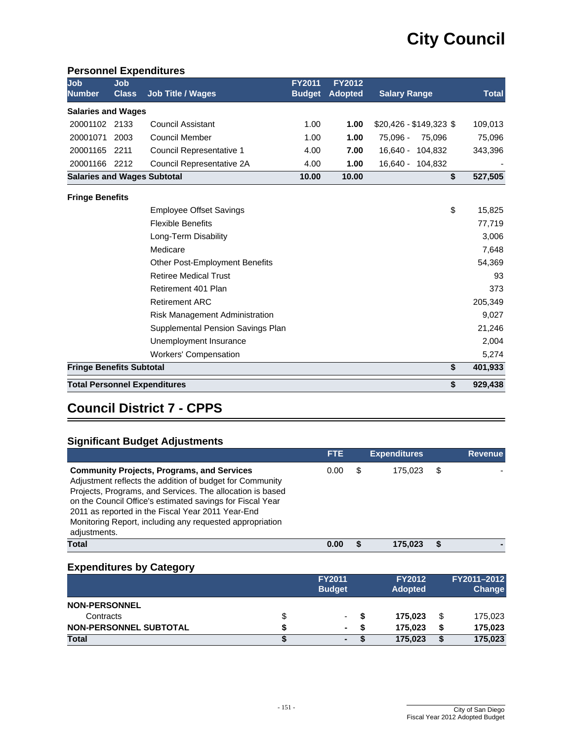# City Council

## Personnel Expenditures

| Job Number | Job Class | Job Title / Wages | FY2011 Budget | FY2012 Adopted | Salary Range | | Total |
|---|---|---|---|---|---|---|---|
| **Salaries and Wages** | | | | | | | |
| 20001102 | 2133 | Council Assistant | 1.00 | **1.00** | $20,426 - $149,323 | $ | 109,013 |
| 20001071 | 2003 | Council Member | 1.00 | **1.00** | 75,096 - 75,096 | | 75,096 |
| 20001165 | 2211 | Council Representative 1 | 4.00 | **7.00** | 16,640 - 104,832 | | 343,396 |
| 20001166 | 2212 | Council Representative 2A | 4.00 | **1.00** | 16,640 - 104,832 | | - |
| **Salaries and Wages Subtotal** | | | **10.00** | **10.00** | | **$** | **527,505** |
| **Fringe Benefits** | | | | | | | |
| | | Employee Offset Savings | | | | $ | 15,825 |
| | | Flexible Benefits | | | | | 77,719 |
| | | Long-Term Disability | | | | | 3,006 |
| | | Medicare | | | | | 7,648 |
| | | Other Post-Employment Benefits | | | | | 54,369 |
| | | Retiree Medical Trust | | | | | 93 |
| | | Retirement 401 Plan | | | | | 373 |
| | | Retirement ARC | | | | | 205,349 |
| | | Risk Management Administration | | | | | 9,027 |
| | | Supplemental Pension Savings Plan | | | | | 21,246 |
| | | Unemployment Insurance | | | | | 2,004 |
| | | Workers' Compensation | | | | | 5,274 |
| **Fringe Benefits Subtotal** | | | | | | **$** | **401,933** |
| **Total Personnel Expenditures** | | | | | | **$** | **929,438** |

# Council District 7 - CPPS

## Significant Budget Adjustments

| | FTE | | Expenditures | | Revenue |
|---|---|---|---|---|---|
| **Community Projects, Programs, and Services** Adjustment reflects the addition of budget for Community Projects, Programs, and Services. The allocation is based on the Council Office's estimated savings for Fiscal Year 2011 as reported in the Fiscal Year 2011 Year-End Monitoring Report, including any requested appropriation adjustments. | 0.00 | $ | 175,023 | $ | - |
| **Total** | **0.00** | **$** | **175,023** | **$** | **-** |

## Expenditures by Category

| | | FY2011 Budget | | FY2012 Adopted | | FY2011–2012 Change |
|---|---|---|---|---|---|---|
| **NON-PERSONNEL** | | | | | | |
| Contracts | $ | - | **$** | **175,023** | $ | 175,023 |
| **NON-PERSONNEL SUBTOTAL** | **$** | **-** | **$** | **175,023** | **$** | **175,023** |
| **Total** | **$** | **-** | **$** | **175,023** | **$** | **175,023** |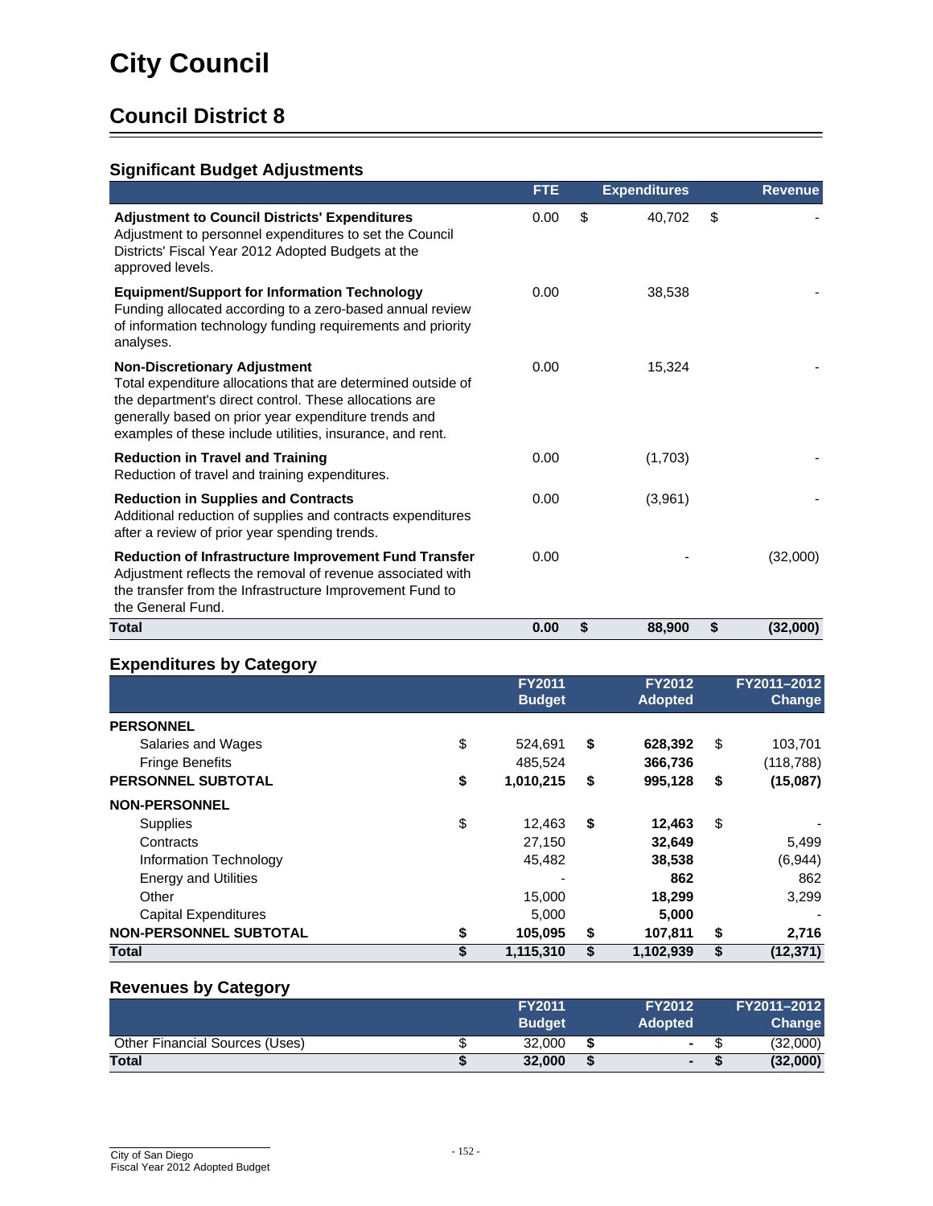# City Council

## Council District 8

### Significant Budget Adjustments

| | FTE | Expenditures | Revenue |
|---|---|---|---|
| **Adjustment to Council Districts' Expenditures**<br>Adjustment to personnel expenditures to set the Council Districts' Fiscal Year 2012 Adopted Budgets at the approved levels. | 0.00 | $ 40,702 | $ - |
| **Equipment/Support for Information Technology**<br>Funding allocated according to a zero-based annual review of information technology funding requirements and priority analyses. | 0.00 | 38,538 | - |
| **Non-Discretionary Adjustment**<br>Total expenditure allocations that are determined outside of the department's direct control. These allocations are generally based on prior year expenditure trends and examples of these include utilities, insurance, and rent. | 0.00 | 15,324 | - |
| **Reduction in Travel and Training**<br>Reduction of travel and training expenditures. | 0.00 | (1,703) | - |
| **Reduction in Supplies and Contracts**<br>Additional reduction of supplies and contracts expenditures after a review of prior year spending trends. | 0.00 | (3,961) | - |
| **Reduction of Infrastructure Improvement Fund Transfer**<br>Adjustment reflects the removal of revenue associated with the transfer from the Infrastructure Improvement Fund to the General Fund. | 0.00 | - | (32,000) |
| **Total** | **0.00** | **$ 88,900** | **$ (32,000)** |

### Expenditures by Category

| | FY2011 Budget | FY2012 Adopted | FY2011–2012 Change |
|---|---|---|---|
| **PERSONNEL** | | | |
| Salaries and Wages | $ 524,691 | $ **628,392** | $ 103,701 |
| Fringe Benefits | 485,524 | **366,736** | (118,788) |
| **PERSONNEL SUBTOTAL** | **$ 1,010,215** | **$ 995,128** | **$ (15,087)** |
| **NON-PERSONNEL** | | | |
| Supplies | $ 12,463 | $ **12,463** | $ - |
| Contracts | 27,150 | **32,649** | 5,499 |
| Information Technology | 45,482 | **38,538** | (6,944) |
| Energy and Utilities | - | **862** | 862 |
| Other | 15,000 | **18,299** | 3,299 |
| Capital Expenditures | 5,000 | **5,000** | - |
| **NON-PERSONNEL SUBTOTAL** | **$ 105,095** | **$ 107,811** | **$ 2,716** |
| **Total** | **$ 1,115,310** | **$ 1,102,939** | **$ (12,371)** |

### Revenues by Category

| | FY2011 Budget | FY2012 Adopted | FY2011–2012 Change |
|---|---|---|---|
| Other Financial Sources (Uses) | $ 32,000 | $ **-** | $ (32,000) |
| **Total** | **$ 32,000** | **$ -** | **$ (32,000)** |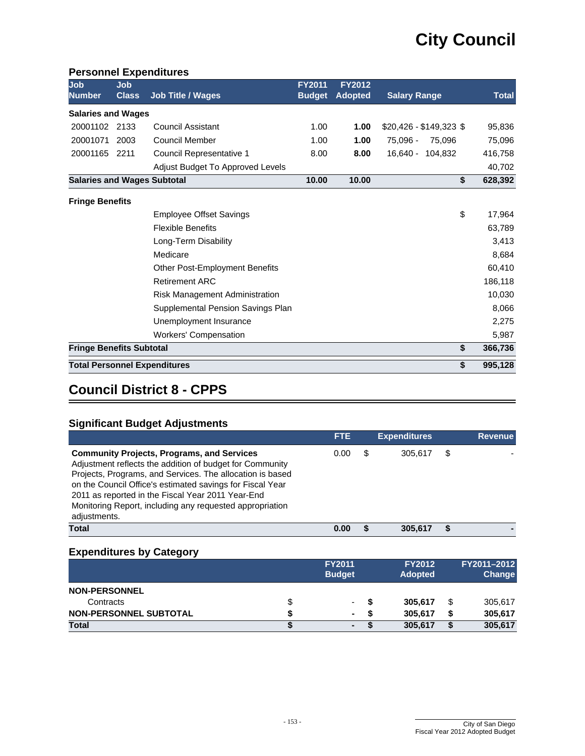# City Council

### Personnel Expenditures

| Job Number | Job Class | Job Title / Wages | FY2011 Budget | FY2012 Adopted | Salary Range | | Total |
|---|---|---|---|---|---|---|---|
| **Salaries and Wages** | | | | | | | |
| 20001102 | 2133 | Council Assistant | 1.00 | **1.00** | $20,426 - $149,323 | $ | 95,836 |
| 20001071 | 2003 | Council Member | 1.00 | **1.00** | 75,096 - 75,096 | | 75,096 |
| 20001165 | 2211 | Council Representative 1 | 8.00 | **8.00** | 16,640 - 104,832 | | 416,758 |
| | | Adjust Budget To Approved Levels | | | | | 40,702 |
| **Salaries and Wages Subtotal** | | | **10.00** | **10.00** | | **$** | **628,392** |
| **Fringe Benefits** | | | | | | | |
| | | Employee Offset Savings | | | | $ | 17,964 |
| | | Flexible Benefits | | | | | 63,789 |
| | | Long-Term Disability | | | | | 3,413 |
| | | Medicare | | | | | 8,684 |
| | | Other Post-Employment Benefits | | | | | 60,410 |
| | | Retirement ARC | | | | | 186,118 |
| | | Risk Management Administration | | | | | 10,030 |
| | | Supplemental Pension Savings Plan | | | | | 8,066 |
| | | Unemployment Insurance | | | | | 2,275 |
| | | Workers' Compensation | | | | | 5,987 |
| **Fringe Benefits Subtotal** | | | | | | **$** | **366,736** |
| **Total Personnel Expenditures** | | | | | | **$** | **995,128** |

## Council District 8 - CPPS

### Significant Budget Adjustments

| | FTE | | Expenditures | | Revenue |
|---|---|---|---|---|---|
| **Community Projects, Programs, and Services**<br>Adjustment reflects the addition of budget for Community Projects, Programs, and Services. The allocation is based on the Council Office's estimated savings for Fiscal Year 2011 as reported in the Fiscal Year 2011 Year-End Monitoring Report, including any requested appropriation adjustments. | 0.00 | $ | 305,617 | $ | - |
| **Total** | **0.00** | **$** | **305,617** | **$** | **-** |

### Expenditures by Category

| | | FY2011 Budget | | FY2012 Adopted | | FY2011–2012 Change |
|---|---|---|---|---|---|---|
| **NON-PERSONNEL** | | | | | | |
| Contracts | $ | - | **$** | **305,617** | $ | 305,617 |
| **NON-PERSONNEL SUBTOTAL** | **$** | **-** | **$** | **305,617** | **$** | **305,617** |
| **Total** | **$** | **-** | **$** | **305,617** | **$** | **305,617** |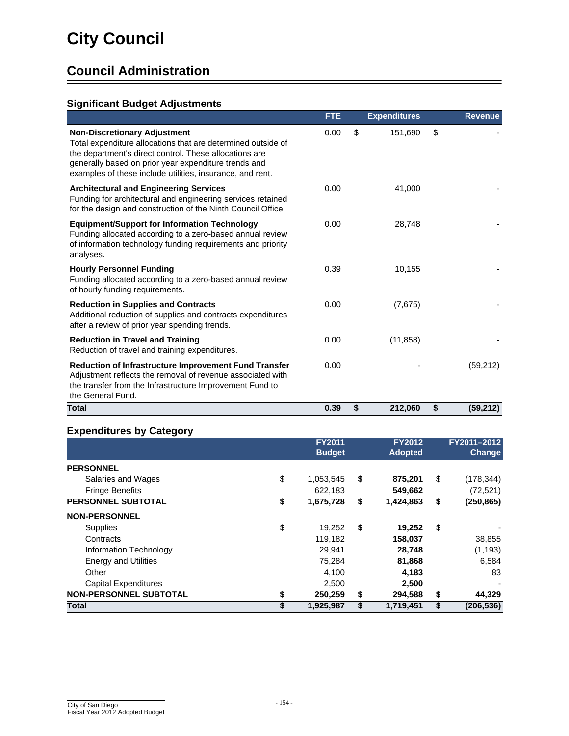# City Council

## Council Administration

### Significant Budget Adjustments

| | FTE | Expenditures | Revenue |
|---|---|---|---|
| **Non-Discretionary Adjustment**<br>Total expenditure allocations that are determined outside of the department's direct control. These allocations are generally based on prior year expenditure trends and examples of these include utilities, insurance, and rent. | 0.00 | $ 151,690 | $ - |
| **Architectural and Engineering Services**<br>Funding for architectural and engineering services retained for the design and construction of the Ninth Council Office. | 0.00 | 41,000 | - |
| **Equipment/Support for Information Technology**<br>Funding allocated according to a zero-based annual review of information technology funding requirements and priority analyses. | 0.00 | 28,748 | - |
| **Hourly Personnel Funding**<br>Funding allocated according to a zero-based annual review of hourly funding requirements. | 0.39 | 10,155 | - |
| **Reduction in Supplies and Contracts**<br>Additional reduction of supplies and contracts expenditures after a review of prior year spending trends. | 0.00 | (7,675) | - |
| **Reduction in Travel and Training**<br>Reduction of travel and training expenditures. | 0.00 | (11,858) | - |
| **Reduction of Infrastructure Improvement Fund Transfer**<br>Adjustment reflects the removal of revenue associated with the transfer from the Infrastructure Improvement Fund to the General Fund. | 0.00 | - | (59,212) |
| **Total** | **0.39** | **$ 212,060** | **$ (59,212)** |

### Expenditures by Category

| | FY2011 Budget | FY2012 Adopted | FY2011–2012 Change |
|---|---|---|---|
| **PERSONNEL** | | | |
| Salaries and Wages | $ 1,053,545 | **$ 875,201** | $ (178,344) |
| Fringe Benefits | 622,183 | **549,662** | (72,521) |
| **PERSONNEL SUBTOTAL** | **$ 1,675,728** | **$ 1,424,863** | **$ (250,865)** |
| **NON-PERSONNEL** | | | |
| Supplies | $ 19,252 | **$ 19,252** | $ - |
| Contracts | 119,182 | **158,037** | 38,855 |
| Information Technology | 29,941 | **28,748** | (1,193) |
| Energy and Utilities | 75,284 | **81,868** | 6,584 |
| Other | 4,100 | **4,183** | 83 |
| Capital Expenditures | 2,500 | **2,500** | - |
| **NON-PERSONNEL SUBTOTAL** | **$ 250,259** | **$ 294,588** | **$ 44,329** |
| **Total** | **$ 1,925,987** | **$ 1,719,451** | **$ (206,536)** |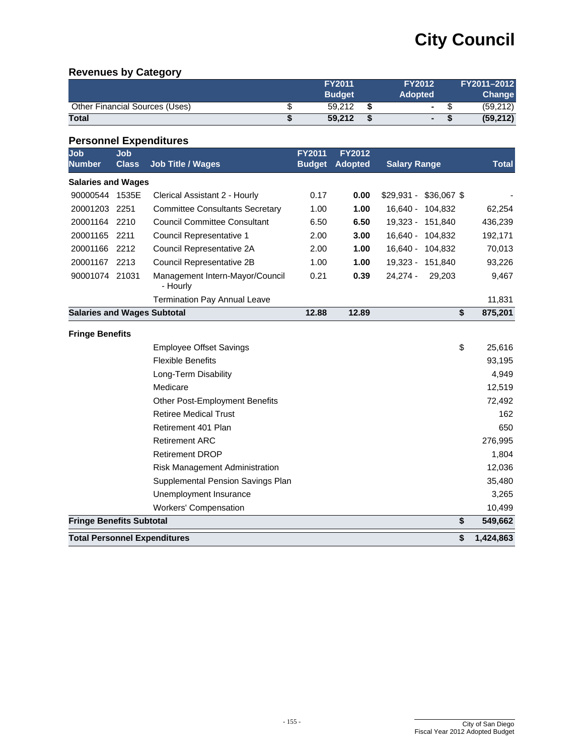# City Council

## Revenues by Category

| | FY2011 Budget | FY2012 Adopted | FY2011–2012 Change |
|---|---|---|---|
| Other Financial Sources (Uses) | $ 59,212 | $ - | $ (59,212) |
| **Total** | **$ 59,212** | **$ -** | **$ (59,212)** |

## Personnel Expenditures

| Job Number | Job Class | Job Title / Wages | FY2011 Budget | FY2012 Adopted | Salary Range | Total |
|---|---|---|---|---|---|---|
| **Salaries and Wages** | | | | | | |
| 90000544 | 1535E | Clerical Assistant 2 - Hourly | 0.17 | **0.00** | $29,931 - $36,067 | $ - |
| 20001203 | 2251 | Committee Consultants Secretary | 1.00 | **1.00** | 16,640 - 104,832 | 62,254 |
| 20001164 | 2210 | Council Committee Consultant | 6.50 | **6.50** | 19,323 - 151,840 | 436,239 |
| 20001165 | 2211 | Council Representative 1 | 2.00 | **3.00** | 16,640 - 104,832 | 192,171 |
| 20001166 | 2212 | Council Representative 2A | 2.00 | **1.00** | 16,640 - 104,832 | 70,013 |
| 20001167 | 2213 | Council Representative 2B | 1.00 | **1.00** | 19,323 - 151,840 | 93,226 |
| 90001074 | 21031 | Management Intern-Mayor/Council - Hourly | 0.21 | **0.39** | 24,274 - 29,203 | 9,467 |
| | | Termination Pay Annual Leave | | | | 11,831 |
| **Salaries and Wages Subtotal** | | | **12.88** | **12.89** | | **$ 875,201** |
| **Fringe Benefits** | | | | | | |
| | | Employee Offset Savings | | | | $ 25,616 |
| | | Flexible Benefits | | | | 93,195 |
| | | Long-Term Disability | | | | 4,949 |
| | | Medicare | | | | 12,519 |
| | | Other Post-Employment Benefits | | | | 72,492 |
| | | Retiree Medical Trust | | | | 162 |
| | | Retirement 401 Plan | | | | 650 |
| | | Retirement ARC | | | | 276,995 |
| | | Retirement DROP | | | | 1,804 |
| | | Risk Management Administration | | | | 12,036 |
| | | Supplemental Pension Savings Plan | | | | 35,480 |
| | | Unemployment Insurance | | | | 3,265 |
| | | Workers' Compensation | | | | 10,499 |
| **Fringe Benefits Subtotal** | | | | | | **$ 549,662** |
| **Total Personnel Expenditures** | | | | | | **$ 1,424,863** |